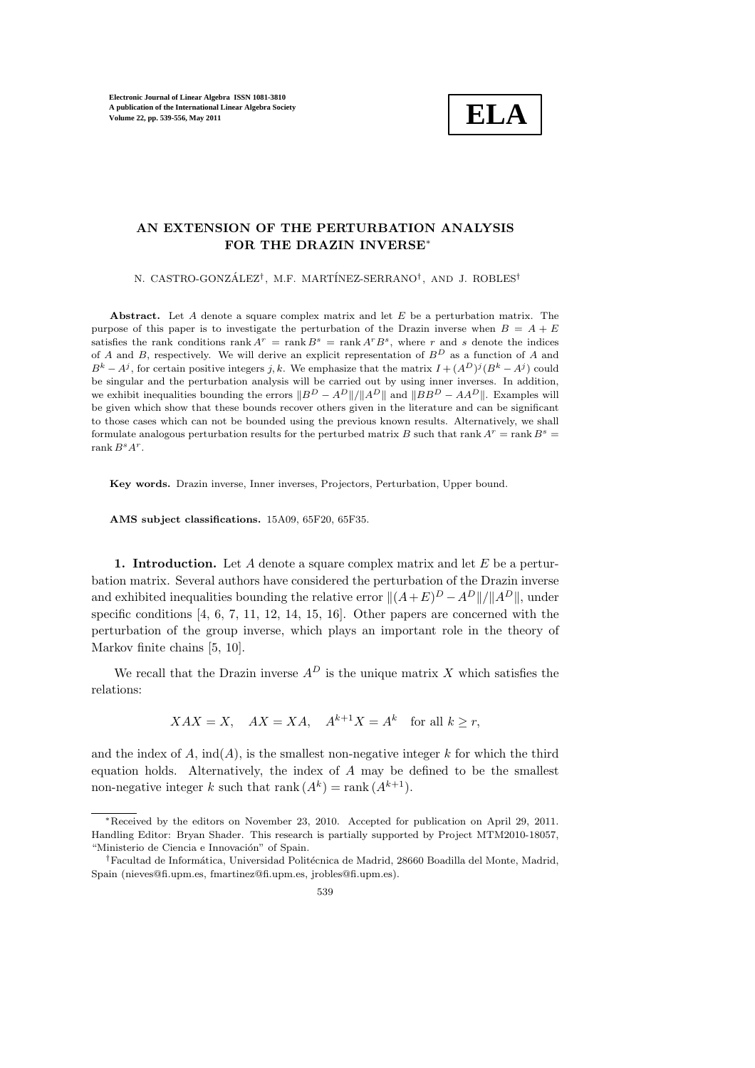# AN EXTENSION OF THE PERTURBATION ANALYSIS FOR THE DRAZIN INVERSE*

N. CASTRO-GONZÁLEZ†, M.F. MARTÍNEZ-SERRANO†, AND J. ROBLES†

**Abstract.** Let $A$ denote a square complex matrix and let $E$ be a perturbation matrix. The purpose of this paper is to investigate the perturbation of the Drazin inverse when $B = A + E$ satisfies the rank conditions $\operatorname{rank} A^r = \operatorname{rank} B^s = \operatorname{rank} A^r B^s$, where $r$ and $s$ denote the indices of $A$ and $B$, respectively. We will derive an explicit representation of $B^D$ as a function of $A$ and $B^k - A^j$, for certain positive integers $j, k$. We emphasize that the matrix $I + (A^D)^j(B^k - A^j)$ could be singular and the perturbation analysis will be carried out by using inner inverses. In addition, we exhibit inequalities bounding the errors $\|B^D - A^D\|/\|A^D\|$ and $\|BB^D - AA^D\|$. Examples will be given which show that these bounds recover others given in the literature and can be significant to those cases which can not be bounded using the previous known results. Alternatively, we shall formulate analogous perturbation results for the perturbed matrix $B$ such that $\operatorname{rank} A^r = \operatorname{rank} B^s = \operatorname{rank} B^s A^r$.

**Key words.** Drazin inverse, Inner inverses, Projectors, Perturbation, Upper bound.

**AMS subject classifications.** 15A09, 65F20, 65F35.

## 1. Introduction.

Let $A$ denote a square complex matrix and let $E$ be a perturbation matrix. Several authors have considered the perturbation of the Drazin inverse and exhibited inequalities bounding the relative error $\|(A+E)^D - A^D\|/\|A^D\|$, under specific conditions [4, 6, 7, 11, 12, 14, 15, 16]. Other papers are concerned with the perturbation of the group inverse, which plays an important role in the theory of Markov finite chains [5, 10].

We recall that the Drazin inverse $A^D$ is the unique matrix $X$ which satisfies the relations:

$$XAX = X, \quad AX = XA, \quad A^{k+1}X = A^k \quad \text{for all } k \geq r,$$

and the index of $A$, $\operatorname{ind}(A)$, is the smallest non-negative integer $k$ for which the third equation holds. Alternatively, the index of $A$ may be defined to be the smallest non-negative integer $k$ such that $\operatorname{rank}(A^k) = \operatorname{rank}(A^{k+1})$.

---

*Received by the editors on November 23, 2010. Accepted for publication on April 29, 2011. Handling Editor: Bryan Shader. This research is partially supported by Project MTM2010-18057, "Ministerio de Ciencia e Innovación" of Spain.

†Facultad de Informática, Universidad Politécnica de Madrid, 28660 Boadilla del Monte, Madrid, Spain (nieves@fi.upm.es, fmartinez@fi.upm.es, jrobles@fi.upm.es).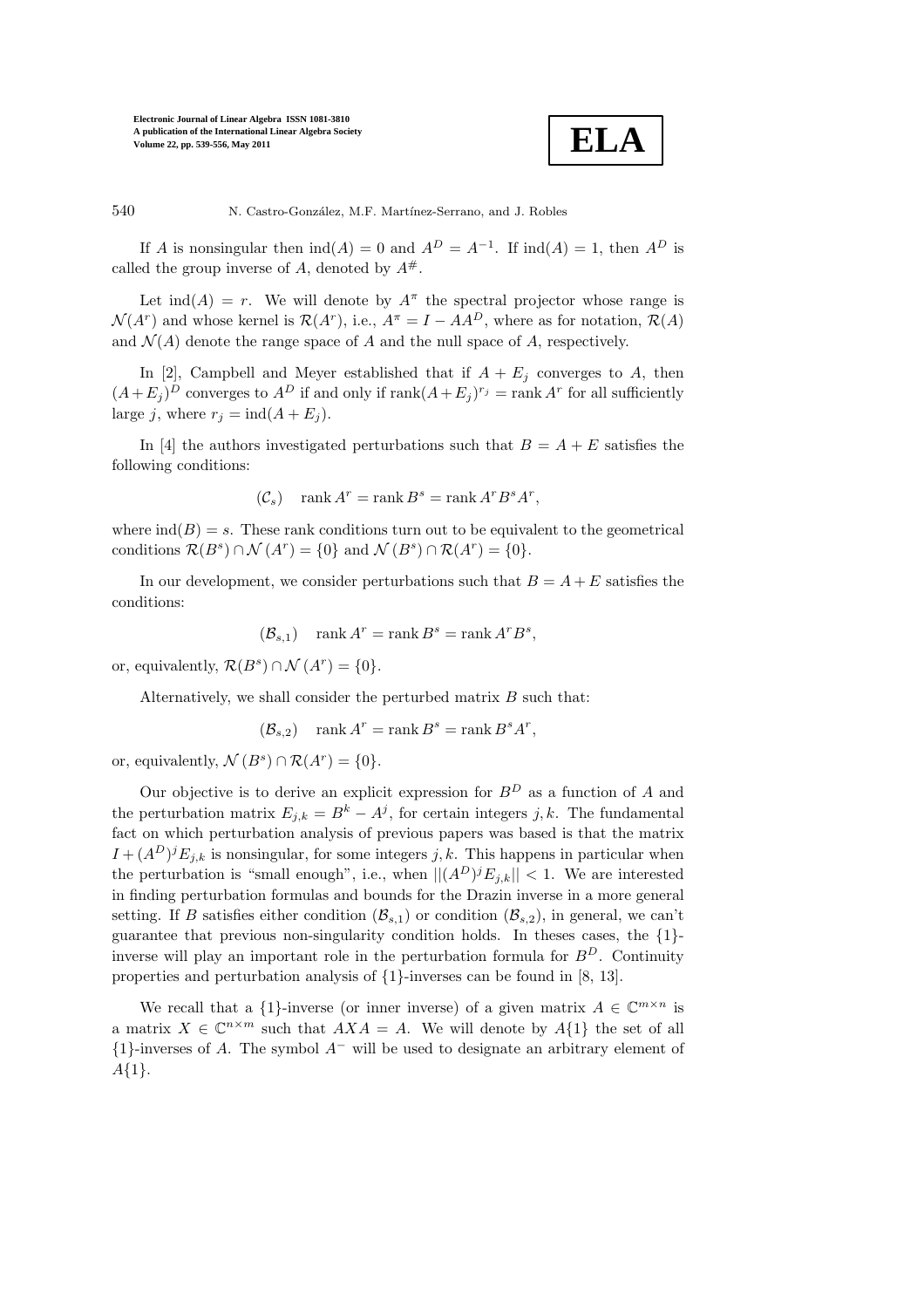If $A$ is nonsingular then $\operatorname{ind}(A) = 0$ and $A^D = A^{-1}$. If $\operatorname{ind}(A) = 1$, then $A^D$ is called the group inverse of $A$, denoted by $A^{\#}$.

Let $\operatorname{ind}(A) = r$. We will denote by $A^\pi$ the spectral projector whose range is $\mathcal{N}(A^r)$ and whose kernel is $\mathcal{R}(A^r)$, i.e., $A^\pi = I - AA^D$, where as for notation, $\mathcal{R}(A)$ and $\mathcal{N}(A)$ denote the range space of $A$ and the null space of $A$, respectively.

In [2], Campbell and Meyer established that if $A + E_j$ converges to $A$, then $(A+E_j)^D$ converges to $A^D$ if and only if $\operatorname{rank}(A+E_j)^{r_j} = \operatorname{rank} A^r$ for all sufficiently large $j$, where $r_j = \operatorname{ind}(A + E_j)$.

In [4] the authors investigated perturbations such that $B = A + E$ satisfies the following conditions:

$$(\mathcal{C}_s) \quad \operatorname{rank} A^r = \operatorname{rank} B^s = \operatorname{rank} A^r B^s A^r,$$

where $\operatorname{ind}(B) = s$. These rank conditions turn out to be equivalent to the geometrical conditions $\mathcal{R}(B^s) \cap \mathcal{N}(A^r) = \{0\}$ and $\mathcal{N}(B^s) \cap \mathcal{R}(A^r) = \{0\}$.

In our development, we consider perturbations such that $B = A + E$ satisfies the conditions:

$$(\mathcal{B}_{s,1}) \quad \operatorname{rank} A^r = \operatorname{rank} B^s = \operatorname{rank} A^r B^s,$$

or, equivalently, $\mathcal{R}(B^s) \cap \mathcal{N}(A^r) = \{0\}$.

Alternatively, we shall consider the perturbed matrix $B$ such that:

$$(\mathcal{B}_{s,2}) \quad \operatorname{rank} A^r = \operatorname{rank} B^s = \operatorname{rank} B^s A^r,$$

or, equivalently, $\mathcal{N}(B^s) \cap \mathcal{R}(A^r) = \{0\}$.

Our objective is to derive an explicit expression for $B^D$ as a function of $A$ and the perturbation matrix $E_{j,k} = B^k - A^j$, for certain integers $j, k$. The fundamental fact on which perturbation analysis of previous papers was based is that the matrix $I + (A^D)^j E_{j,k}$ is nonsingular, for some integers $j, k$. This happens in particular when the perturbation is "small enough", i.e., when $||(A^D)^j E_{j,k}|| < 1$. We are interested in finding perturbation formulas and bounds for the Drazin inverse in a more general setting. If $B$ satisfies either condition $(\mathcal{B}_{s,1})$ or condition $(\mathcal{B}_{s,2})$, in general, we can't guarantee that previous non-singularity condition holds. In theses cases, the $\{1\}$-inverse will play an important role in the perturbation formula for $B^D$. Continuity properties and perturbation analysis of $\{1\}$-inverses can be found in [8, 13].

We recall that a $\{1\}$-inverse (or inner inverse) of a given matrix $A \in \mathbb{C}^{m\times n}$ is a matrix $X \in \mathbb{C}^{n\times m}$ such that $AXA = A$. We will denote by $A\{1\}$ the set of all $\{1\}$-inverses of $A$. The symbol $A^-$ will be used to designate an arbitrary element of $A\{1\}$.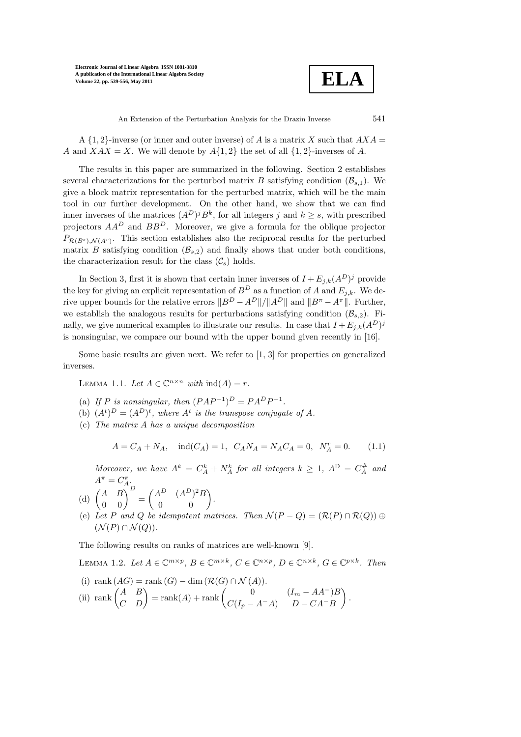A $\{1,2\}$-inverse (or inner and outer inverse) of $A$ is a matrix $X$ such that $AXA = A$ and $XAX = X$. We will denote by $A\{1,2\}$ the set of all $\{1,2\}$-inverses of $A$.

The results in this paper are summarized in the following. Section 2 establishes several characterizations for the perturbed matrix $B$ satisfying condition $(\mathcal{B}_{s,1})$. We give a block matrix representation for the perturbed matrix, which will be the main tool in our further development. On the other hand, we show that we can find inner inverses of the matrices $(A^D)^j B^k$, for all integers $j$ and $k \geq s$, with prescribed projectors $AA^D$ and $BB^D$. Moreover, we give a formula for the oblique projector $P_{\mathcal{R}(B^s),\mathcal{N}(A^r)}$. This section establishes also the reciprocal results for the perturbed matrix $B$ satisfying condition $(\mathcal{B}_{s,2})$ and finally shows that under both conditions, the characterization result for the class $(\mathcal{C}_s)$ holds.

In Section 3, first it is shown that certain inner inverses of $I + E_{j,k}(A^D)^j$ provide the key for giving an explicit representation of $B^D$ as a function of $A$ and $E_{j,k}$. We derive upper bounds for the relative errors $\|B^D - A^D\|/\|A^D\|$ and $\|B^\pi - A^\pi\|$. Further, we establish the analogous results for perturbations satisfying condition $(\mathcal{B}_{s,2})$. Finally, we give numerical examples to illustrate our results. In case that $I + E_{j,k}(A^D)^j$ is nonsingular, we compare our bound with the upper bound given recently in [16].

Some basic results are given next. We refer to [1, 3] for properties on generalized inverses.

Lemma 1.1. *Let $A \in \mathbb{C}^{n\times n}$ with $\operatorname{ind}(A) = r$.*

(a) *If $P$ is nonsingular, then $(PAP^{-1})^D = PA^DP^{-1}$.*

(b) *$(A^t)^D = (A^D)^t$, where $A^t$ is the transpose conjugate of $A$.*

(c) *The matrix $A$ has a unique decomposition*

$$A = C_A + N_A, \quad \operatorname{ind}(C_A) = 1, \ C_A N_A = N_A C_A = 0, \ N_A^r = 0. \qquad (1.1)$$

*Moreover, we have $A^k = C_A^k + N_A^k$ for all integers $k \geq 1$, $A^{\mathrm{D}} = C_A^{\#}$ and $A^\pi = C_A^\pi$.*

(d) $\begin{pmatrix} A & B \\ 0 & 0 \end{pmatrix}^D = \begin{pmatrix} A^D & (A^D)^2 B \\ 0 & 0 \end{pmatrix}$.

(e) *Let $P$ and $Q$ be idempotent matrices. Then $\mathcal{N}(P - Q) = (\mathcal{R}(P) \cap \mathcal{R}(Q)) \oplus (\mathcal{N}(P) \cap \mathcal{N}(Q))$.*

The following results on ranks of matrices are well-known [9].

Lemma 1.2. *Let $A \in \mathbb{C}^{m\times p}$, $B \in \mathbb{C}^{m\times k}$, $C \in \mathbb{C}^{n\times p}$, $D \in \mathbb{C}^{n\times k}$, $G \in \mathbb{C}^{p\times k}$. Then*

(i) $\operatorname{rank}(AG) = \operatorname{rank}(G) - \dim(\mathcal{R}(G) \cap \mathcal{N}(A))$.

(ii) $\operatorname{rank}\begin{pmatrix} A & B \\ C & D \end{pmatrix} = \operatorname{rank}(A) + \operatorname{rank}\begin{pmatrix} 0 & (I_m - AA^-)B \\ C(I_p - A^-A) & D - CA^-B \end{pmatrix}.$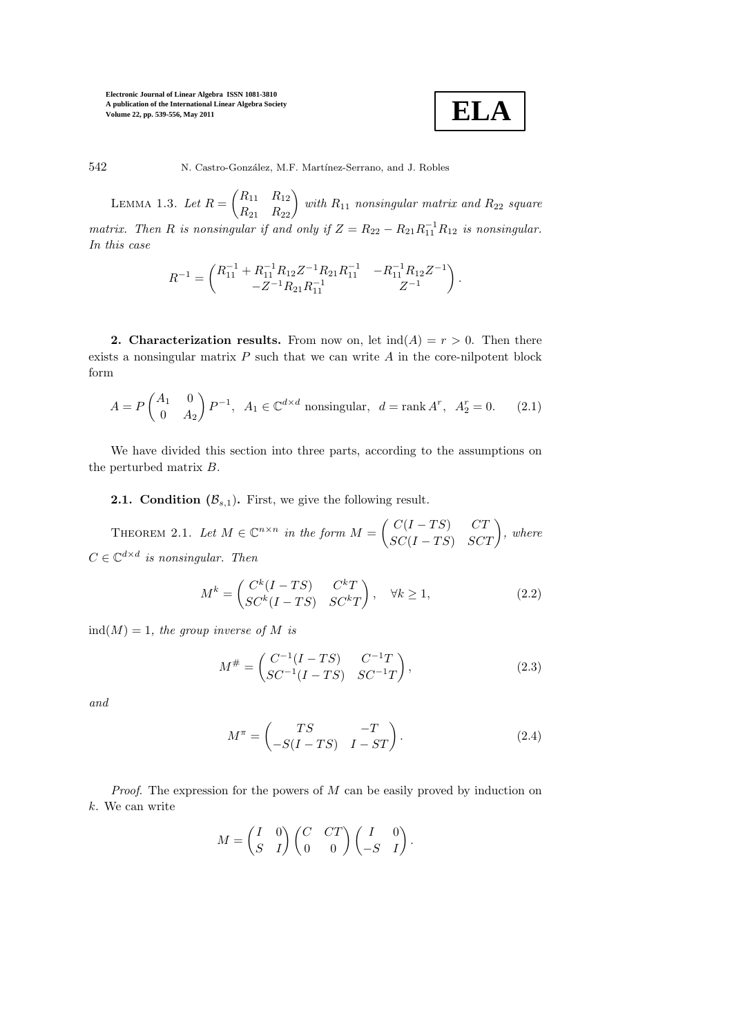LEMMA 1.3. *Let* $R = \begin{pmatrix} R_{11} & R_{12} \\ R_{21} & R_{22} \end{pmatrix}$ *with* $R_{11}$ *nonsingular matrix and* $R_{22}$ *square matrix. Then* $R$ *is nonsingular if and only if* $Z = R_{22} - R_{21}R_{11}^{-1}R_{12}$ *is nonsingular. In this case*

$$R^{-1} = \begin{pmatrix} R_{11}^{-1} + R_{11}^{-1}R_{12}Z^{-1}R_{21}R_{11}^{-1} & -R_{11}^{-1}R_{12}Z^{-1} \\ -Z^{-1}R_{21}R_{11}^{-1} & Z^{-1} \end{pmatrix}.$$

**2. Characterization results.** From now on, let $\operatorname{ind}(A) = r > 0$. Then there exists a nonsingular matrix $P$ such that we can write $A$ in the core-nilpotent block form

$$A = P \begin{pmatrix} A_1 & 0 \\ 0 & A_2 \end{pmatrix} P^{-1}, \;\; A_1 \in \mathbb{C}^{d \times d} \text{ nonsingular}, \;\; d = \operatorname{rank} A^r, \;\; A_2^r = 0. \qquad (2.1)$$

We have divided this section into three parts, according to the assumptions on the perturbed matrix $B$.

**2.1. Condition ($\mathcal{B}_{s,1}$).** First, we give the following result.

THEOREM 2.1. *Let* $M \in \mathbb{C}^{n \times n}$ *in the form* $M = \begin{pmatrix} C(I - TS) & CT \\ SC(I - TS) & SCT \end{pmatrix}$, *where* $C \in \mathbb{C}^{d \times d}$ *is nonsingular. Then*

$$M^k = \begin{pmatrix} C^k(I - TS) & C^kT \\ SC^k(I - TS) & SC^kT \end{pmatrix}, \quad \forall k \geq 1, \qquad (2.2)$$

$\operatorname{ind}(M) = 1$, *the group inverse of* $M$ *is*

$$M^{\#} = \begin{pmatrix} C^{-1}(I - TS) & C^{-1}T \\ SC^{-1}(I - TS) & SC^{-1}T \end{pmatrix}, \qquad (2.3)$$

*and*

$$M^{\pi} = \begin{pmatrix} TS & -T \\ -S(I - TS) & I - ST \end{pmatrix}. \qquad (2.4)$$

*Proof*. The expression for the powers of $M$ can be easily proved by induction on $k$. We can write

$$M = \begin{pmatrix} I & 0 \\ S & I \end{pmatrix} \begin{pmatrix} C & CT \\ 0 & 0 \end{pmatrix} \begin{pmatrix} I & 0 \\ -S & I \end{pmatrix}.$$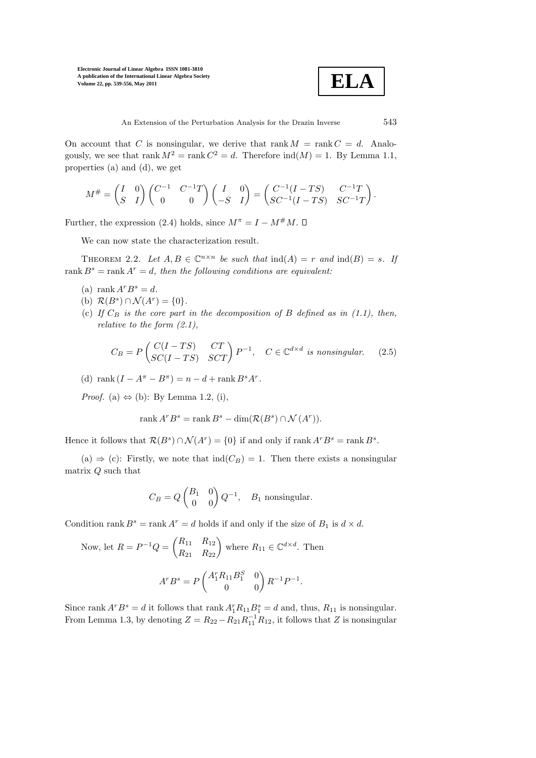On account that $C$ is nonsingular, we derive that $\operatorname{rank} M = \operatorname{rank} C = d$. Analogously, we see that $\operatorname{rank} M^2 = \operatorname{rank} C^2 = d$. Therefore $\operatorname{ind}(M) = 1$. By Lemma 1.1, properties (a) and (d), we get

$$M^{\#} = \begin{pmatrix} I & 0 \\ S & I \end{pmatrix} \begin{pmatrix} C^{-1} & C^{-1}T \\ 0 & 0 \end{pmatrix} \begin{pmatrix} I & 0 \\ -S & I \end{pmatrix} = \begin{pmatrix} C^{-1}(I - TS) & C^{-1}T \\ SC^{-1}(I - TS) & SC^{-1}T \end{pmatrix}.$$

Further, the expression (2.4) holds, since $M^{\pi} = I - M^{\#}M$. □

We can now state the characterization result.

Theorem 2.2. *Let $A, B \in \mathbb{C}^{n\times n}$ be such that $\operatorname{ind}(A) = r$ and $\operatorname{ind}(B) = s$. If $\operatorname{rank} B^s = \operatorname{rank} A^r = d$, then the following conditions are equivalent:*

(a) $\operatorname{rank} A^r B^s = d$.

(b) $\mathcal{R}(B^s) \cap \mathcal{N}(A^r) = \{0\}$.

(c) *If $C_B$ is the core part in the decomposition of $B$ defined as in (1.1), then, relative to the form (2.1),*

$$C_B = P \begin{pmatrix} C(I - TS) & CT \\ SC(I - TS) & SCT \end{pmatrix} P^{-1}, \quad C \in \mathbb{C}^{d\times d} \text{ is nonsingular.} \tag{2.5}$$

(d) $\operatorname{rank}(I - A^{\pi} - B^{\pi}) = n - d + \operatorname{rank} B^s A^r$.

*Proof.* (a) $\Leftrightarrow$ (b): By Lemma 1.2, (i),

$$\operatorname{rank} A^r B^s = \operatorname{rank} B^s - \dim(\mathcal{R}(B^s) \cap \mathcal{N}(A^r)).$$

Hence it follows that $\mathcal{R}(B^s) \cap \mathcal{N}(A^r) = \{0\}$ if and only if $\operatorname{rank} A^r B^s = \operatorname{rank} B^s$.

(a) $\Rightarrow$ (c): Firstly, we note that $\operatorname{ind}(C_B) = 1$. Then there exists a nonsingular matrix $Q$ such that

$$C_B = Q \begin{pmatrix} B_1 & 0 \\ 0 & 0 \end{pmatrix} Q^{-1}, \quad B_1 \text{ nonsingular.}$$

Condition $\operatorname{rank} B^s = \operatorname{rank} A^r = d$ holds if and only if the size of $B_1$ is $d \times d$.

Now, let $R = P^{-1}Q = \begin{pmatrix} R_{11} & R_{12} \\ R_{21} & R_{22} \end{pmatrix}$ where $R_{11} \in \mathbb{C}^{d\times d}$. Then

$$A^r B^s = P \begin{pmatrix} A_1^r R_{11} B_1^S & 0 \\ 0 & 0 \end{pmatrix} R^{-1} P^{-1}.$$

Since $\operatorname{rank} A^r B^s = d$ it follows that $\operatorname{rank} A_1^r R_{11} B_1^s = d$ and, thus, $R_{11}$ is nonsingular. From Lemma 1.3, by denoting $Z = R_{22} - R_{21} R_{11}^{-1} R_{12}$, it follows that $Z$ is nonsingular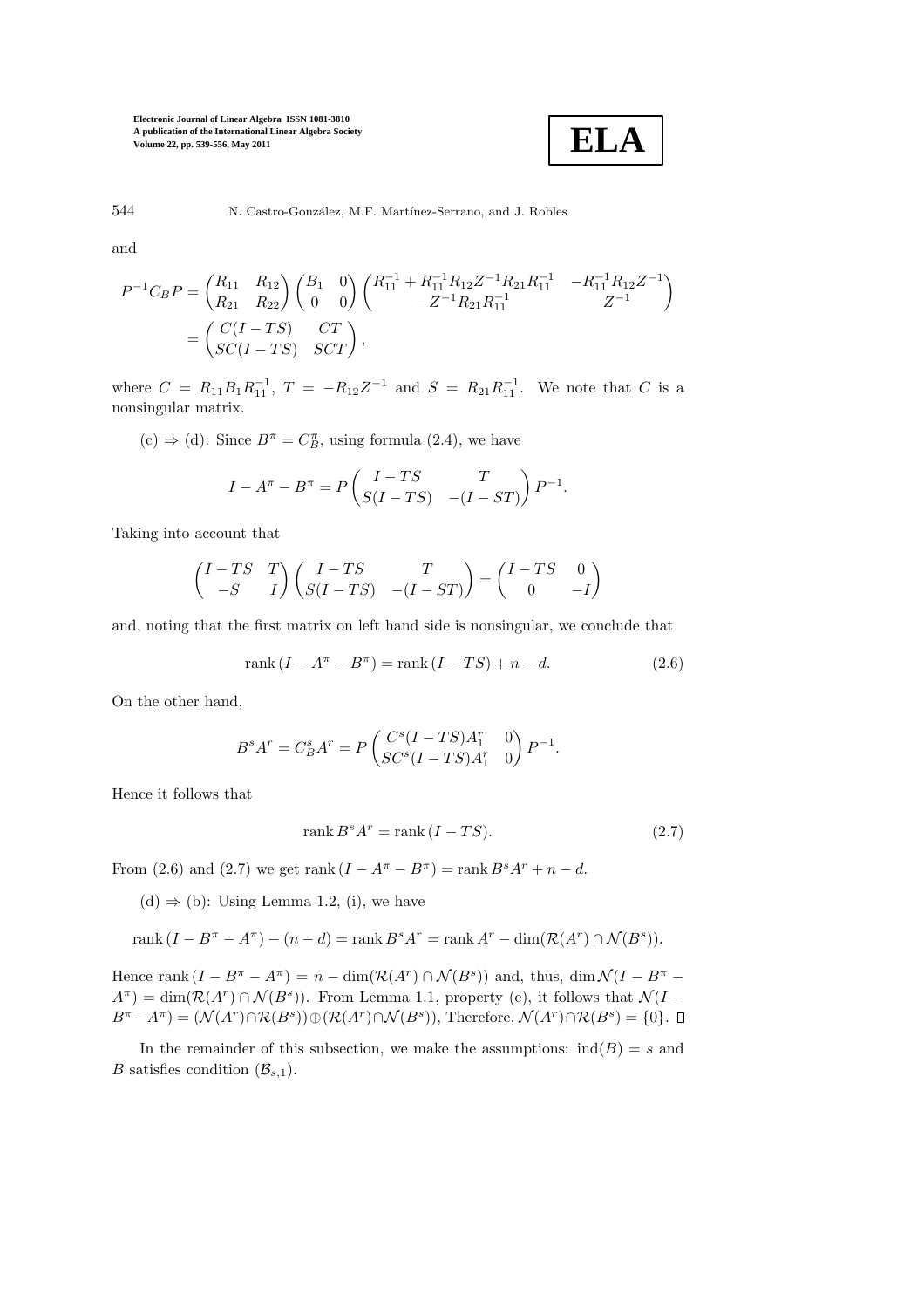and

$$
\begin{aligned}
P^{-1}C_B P &= \begin{pmatrix} R_{11} & R_{12} \\ R_{21} & R_{22} \end{pmatrix} \begin{pmatrix} B_1 & 0 \\ 0 & 0 \end{pmatrix} \begin{pmatrix} R_{11}^{-1} + R_{11}^{-1}R_{12}Z^{-1}R_{21}R_{11}^{-1} & -R_{11}^{-1}R_{12}Z^{-1} \\ -Z^{-1}R_{21}R_{11}^{-1} & Z^{-1} \end{pmatrix} \\
&= \begin{pmatrix} C(I-TS) & CT \\ SC(I-TS) & SCT \end{pmatrix},
\end{aligned}
$$

where $C = R_{11}B_1R_{11}^{-1}$, $T = -R_{12}Z^{-1}$ and $S = R_{21}R_{11}^{-1}$. We note that $C$ is a nonsingular matrix.

(c) $\Rightarrow$ (d): Since $B^\pi = C_B^\pi$, using formula (2.4), we have

$$
I - A^\pi - B^\pi = P \begin{pmatrix} I - TS & T \\ S(I-TS) & -(I-ST) \end{pmatrix} P^{-1}.
$$

Taking into account that

$$
\begin{pmatrix} I - TS & T \\ -S & I \end{pmatrix} \begin{pmatrix} I - TS & T \\ S(I-TS) & -(I-ST) \end{pmatrix} = \begin{pmatrix} I - TS & 0 \\ 0 & -I \end{pmatrix}
$$

and, noting that the first matrix on left hand side is nonsingular, we conclude that

$$
\operatorname{rank}(I - A^\pi - B^\pi) = \operatorname{rank}(I - TS) + n - d. \tag{2.6}
$$

On the other hand,

$$
B^s A^r = C_B^s A^r = P \begin{pmatrix} C^s(I-TS)A_1^r & 0 \\ SC^s(I-TS)A_1^r & 0 \end{pmatrix} P^{-1}.
$$

Hence it follows that

$$
\operatorname{rank} B^s A^r = \operatorname{rank}(I - TS). \tag{2.7}
$$

From (2.6) and (2.7) we get $\operatorname{rank}(I - A^\pi - B^\pi) = \operatorname{rank} B^s A^r + n - d$.

(d) $\Rightarrow$ (b): Using Lemma 1.2, (i), we have

$$
\operatorname{rank}(I - B^\pi - A^\pi) - (n-d) = \operatorname{rank} B^s A^r = \operatorname{rank} A^r - \dim(\mathcal{R}(A^r) \cap \mathcal{N}(B^s)).
$$

Hence $\operatorname{rank}(I - B^\pi - A^\pi) = n - \dim(\mathcal{R}(A^r) \cap \mathcal{N}(B^s))$ and, thus, $\dim \mathcal{N}(I - B^\pi - A^\pi) = \dim(\mathcal{R}(A^r) \cap \mathcal{N}(B^s))$. From Lemma 1.1, property (e), it follows that $\mathcal{N}(I - B^\pi - A^\pi) = (\mathcal{N}(A^r) \cap \mathcal{R}(B^s)) \oplus (\mathcal{R}(A^r) \cap \mathcal{N}(B^s))$, Therefore, $\mathcal{N}(A^r) \cap \mathcal{R}(B^s) = \{0\}$. $\square$

In the remainder of this subsection, we make the assumptions: $\operatorname{ind}(B) = s$ and $B$ satisfies condition $(\mathcal{B}_{s,1})$.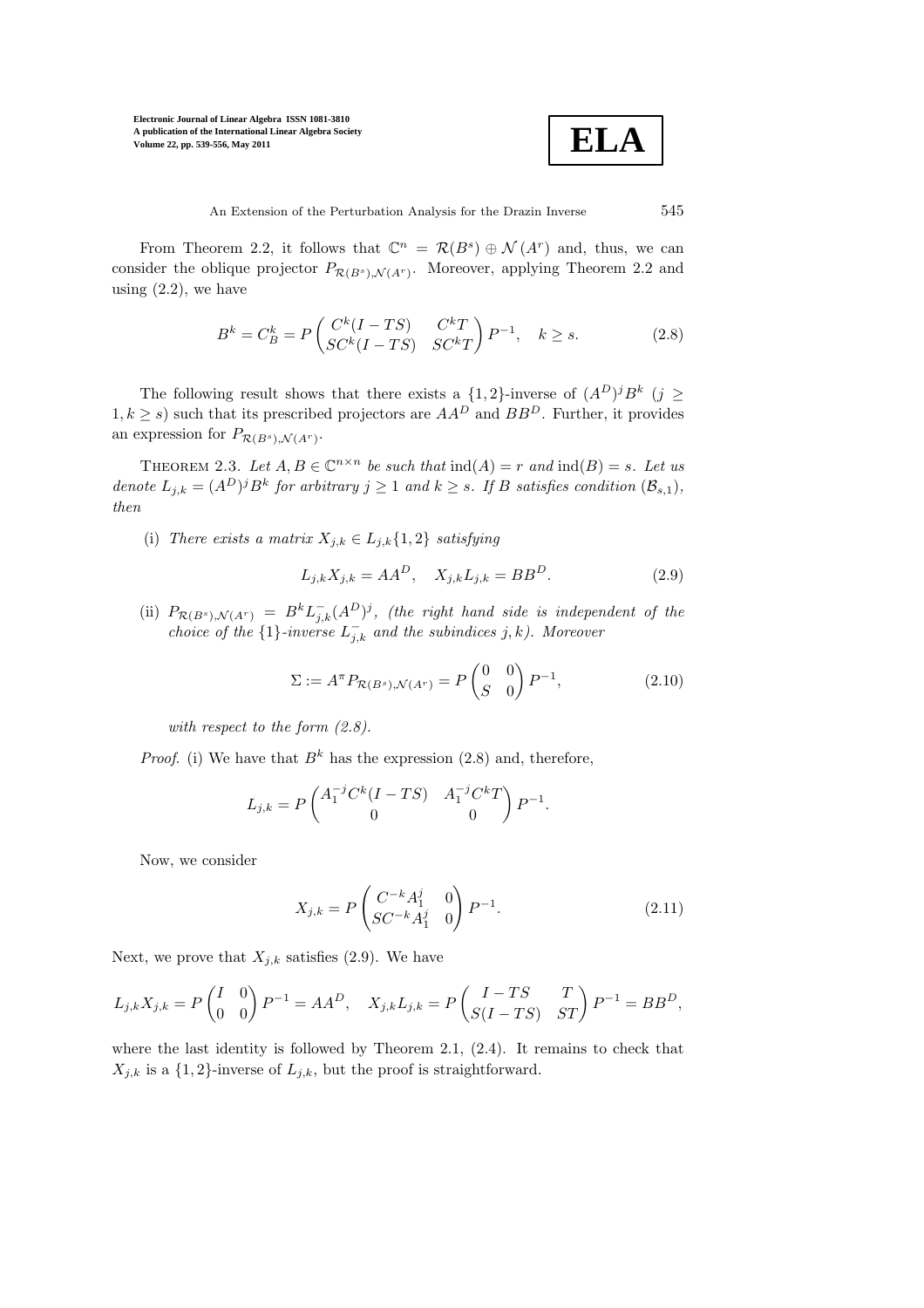From Theorem 2.2, it follows that $\mathbb{C}^n = \mathcal{R}(B^s) \oplus \mathcal{N}(A^r)$ and, thus, we can consider the oblique projector $P_{\mathcal{R}(B^s),\mathcal{N}(A^r)}$. Moreover, applying Theorem 2.2 and using (2.2), we have

$$B^k = C_B^k = P \begin{pmatrix} C^k(I-TS) & C^kT \\ SC^k(I-TS) & SC^kT \end{pmatrix} P^{-1}, \quad k \geq s. \tag{2.8}$$

The following result shows that there exists a $\{1,2\}$-inverse of $(A^D)^j B^k$ ($j \geq 1, k \geq s$) such that its prescribed projectors are $AA^D$ and $BB^D$. Further, it provides an expression for $P_{\mathcal{R}(B^s),\mathcal{N}(A^r)}$.

Theorem 2.3. *Let $A, B \in \mathbb{C}^{n\times n}$ be such that $\operatorname{ind}(A) = r$ and $\operatorname{ind}(B) = s$. Let us denote $L_{j,k} = (A^D)^j B^k$ for arbitrary $j \geq 1$ and $k \geq s$. If $B$ satisfies condition $(\mathcal{B}_{s,1})$, then*

(i) *There exists a matrix $X_{j,k} \in L_{j,k}\{1,2\}$ satisfying*

$$L_{j,k}X_{j,k} = AA^D, \quad X_{j,k}L_{j,k} = BB^D. \tag{2.9}$$

(ii) *$P_{\mathcal{R}(B^s),\mathcal{N}(A^r)} = B^k L_{j,k}^-(A^D)^j$, (the right hand side is independent of the choice of the $\{1\}$-inverse $L_{j,k}^-$ and the subindices $j,k$). Moreover*

$$\Sigma := A^\pi P_{\mathcal{R}(B^s),\mathcal{N}(A^r)} = P \begin{pmatrix} 0 & 0 \\ S & 0 \end{pmatrix} P^{-1}, \tag{2.10}$$

*with respect to the form (2.8).*

*Proof.* (i) We have that $B^k$ has the expression (2.8) and, therefore,

$$L_{j,k} = P \begin{pmatrix} A_1^{-j}C^k(I-TS) & A_1^{-j}C^kT \\ 0 & 0 \end{pmatrix} P^{-1}.$$

Now, we consider

$$X_{j,k} = P \begin{pmatrix} C^{-k}A_1^j & 0 \\ SC^{-k}A_1^j & 0 \end{pmatrix} P^{-1}. \tag{2.11}$$

Next, we prove that $X_{j,k}$ satisfies (2.9). We have

$$L_{j,k}X_{j,k} = P \begin{pmatrix} I & 0 \\ 0 & 0 \end{pmatrix} P^{-1} = AA^D, \quad X_{j,k}L_{j,k} = P \begin{pmatrix} I-TS & T \\ S(I-TS) & ST \end{pmatrix} P^{-1} = BB^D,$$

where the last identity is followed by Theorem 2.1, (2.4). It remains to check that $X_{j,k}$ is a $\{1,2\}$-inverse of $L_{j,k}$, but the proof is straightforward.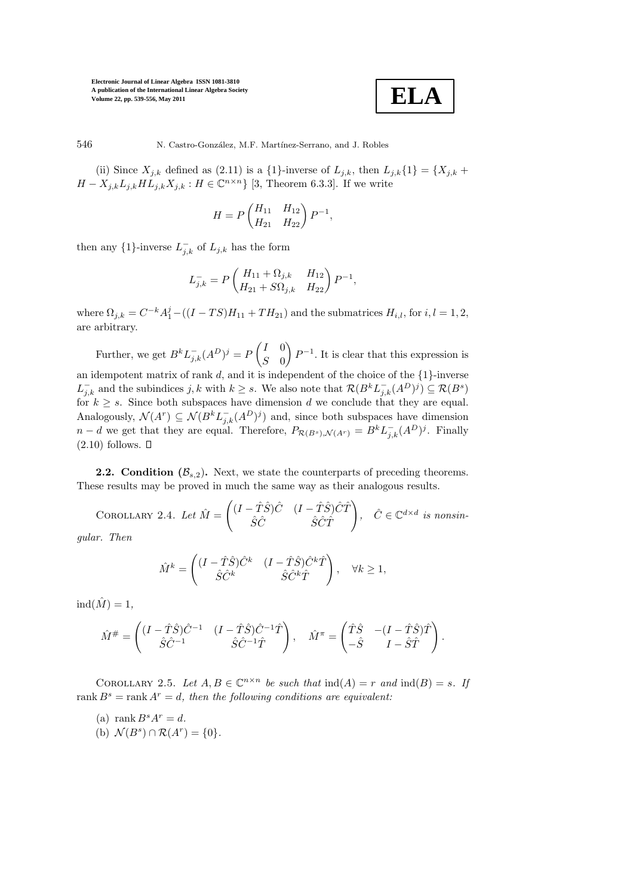(ii) Since $X_{j,k}$ defined as (2.11) is a $\{1\}$-inverse of $L_{j,k}$, then $L_{j,k}\{1\} = \{X_{j,k} + H - X_{j,k}L_{j,k}HL_{j,k}X_{j,k} : H \in \mathbb{C}^{n\times n}\}$ [3, Theorem 6.3.3]. If we write

$$H = P \begin{pmatrix} H_{11} & H_{12} \\ H_{21} & H_{22} \end{pmatrix} P^{-1},$$

then any $\{1\}$-inverse $L_{j,k}^{-}$ of $L_{j,k}$ has the form

$$L_{j,k}^{-} = P \begin{pmatrix} H_{11} + \Omega_{j,k} & H_{12} \\ H_{21} + S\Omega_{j,k} & H_{22} \end{pmatrix} P^{-1},$$

where $\Omega_{j,k} = C^{-k}A_1^j - ((I - TS)H_{11} + TH_{21})$ and the submatrices $H_{i,l}$, for $i, l = 1, 2$, are arbitrary.

Further, we get $B^k L_{j,k}^{-}(A^D)^j = P \begin{pmatrix} I & 0 \\ S & 0 \end{pmatrix} P^{-1}$. It is clear that this expression is an idempotent matrix of rank $d$, and it is independent of the choice of the $\{1\}$-inverse $L_{j,k}^{-}$ and the subindices $j, k$ with $k \geq s$. We also note that $\mathcal{R}(B^k L_{j,k}^{-}(A^D)^j) \subseteq \mathcal{R}(B^s)$ for $k \geq s$. Since both subspaces have dimension $d$ we conclude that they are equal. Analogously, $\mathcal{N}(A^r) \subseteq \mathcal{N}(B^k L_{j,k}^{-}(A^D)^j)$ and, since both subspaces have dimension $n - d$ we get that they are equal. Therefore, $P_{\mathcal{R}(B^s),\mathcal{N}(A^r)} = B^k L_{j,k}^{-}(A^D)^j$. Finally (2.10) follows. $\square$

**2.2. Condition ($\mathcal{B}_{s,2}$).** Next, we state the counterparts of preceding theorems. These results may be proved in much the same way as their analogous results.

Corollary 2.4. *Let* $\hat{M} = \begin{pmatrix} (I - \hat{T}\hat{S})\hat{C} & (I - \hat{T}\hat{S})\hat{C}\hat{T} \\ \hat{S}\hat{C} & \hat{S}\hat{C}\hat{T} \end{pmatrix}$, $\hat{C} \in \mathbb{C}^{d\times d}$ *is nonsingular. Then*

$$\hat{M}^k = \begin{pmatrix} (I - \hat{T}\hat{S})\hat{C}^k & (I - \hat{T}\hat{S})\hat{C}^k\hat{T} \\ \hat{S}\hat{C}^k & \hat{S}\hat{C}^k\hat{T} \end{pmatrix}, \quad \forall k \geq 1,$$

$\operatorname{ind}(\hat{M}) = 1$,

$$\hat{M}^{\#} = \begin{pmatrix} (I - \hat{T}\hat{S})\hat{C}^{-1} & (I - \hat{T}\hat{S})\hat{C}^{-1}\hat{T} \\ \hat{S}\hat{C}^{-1} & \hat{S}\hat{C}^{-1}\hat{T} \end{pmatrix}, \quad \hat{M}^{\pi} = \begin{pmatrix} \hat{T}\hat{S} & -(I - \hat{T}\hat{S})\hat{T} \\ -\hat{S} & I - \hat{S}\hat{T} \end{pmatrix}.$$

Corollary 2.5. *Let* $A, B \in \mathbb{C}^{n\times n}$ *be such that* $\operatorname{ind}(A) = r$ *and* $\operatorname{ind}(B) = s$. *If* $\operatorname{rank} B^s = \operatorname{rank} A^r = d$, *then the following conditions are equivalent:*

(a) $\operatorname{rank} B^s A^r = d$.

(b) $\mathcal{N}(B^s) \cap \mathcal{R}(A^r) = \{0\}$.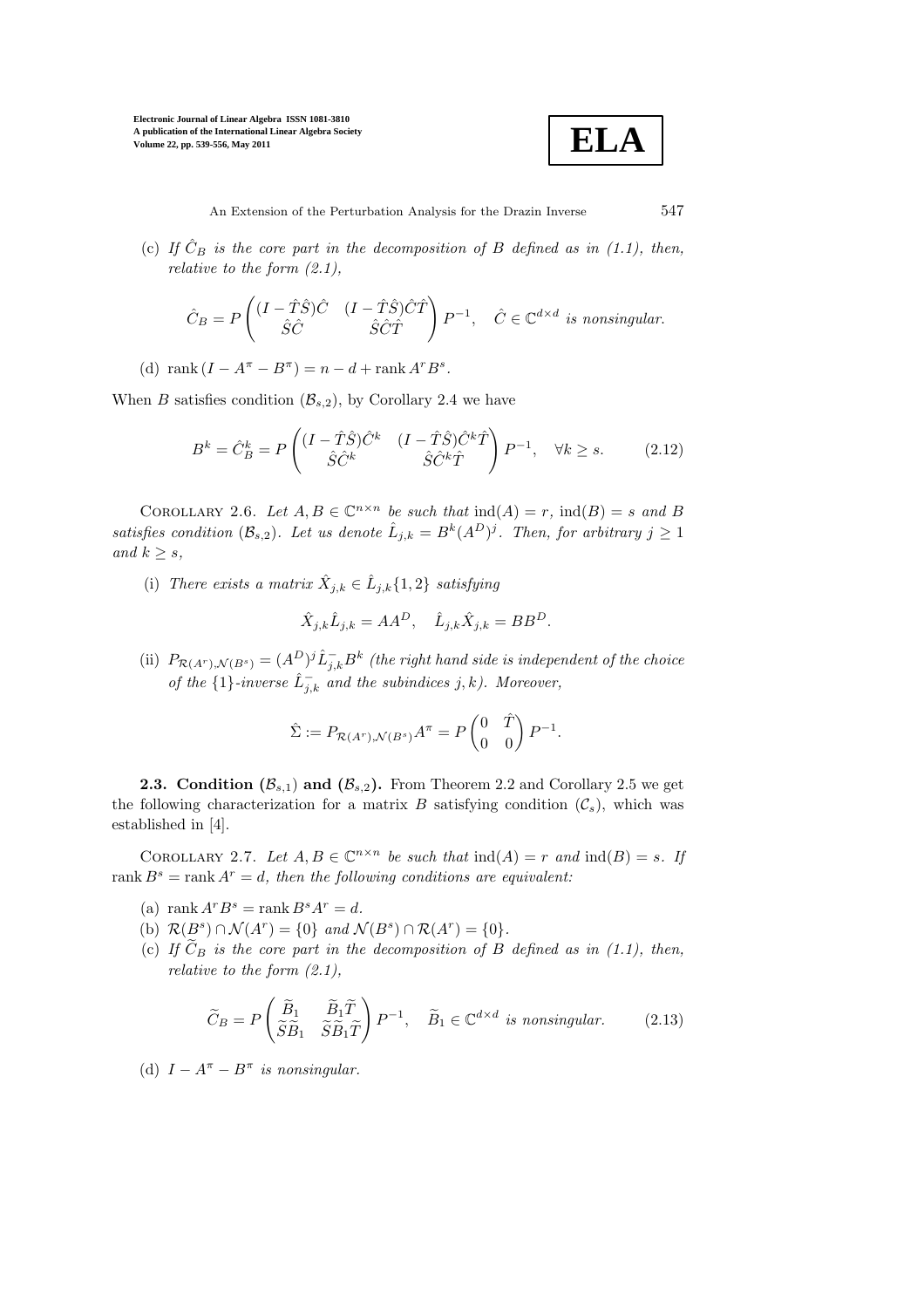(c) *If $\hat{C}_B$ is the core part in the decomposition of $B$ defined as in (1.1), then, relative to the form (2.1),*

$$\hat{C}_B = P \begin{pmatrix} (I - \hat{T}\hat{S})\hat{C} & (I - \hat{T}\hat{S})\hat{C}\hat{T} \\ \hat{S}\hat{C} & \hat{S}\hat{C}\hat{T} \end{pmatrix} P^{-1}, \quad \hat{C} \in \mathbb{C}^{d\times d} \text{ is nonsingular.}$$

(d) $\operatorname{rank}(I - A^\pi - B^\pi) = n - d + \operatorname{rank} A^r B^s$.

When $B$ satisfies condition $(\mathcal{B}_{s,2})$, by Corollary 2.4 we have

$$B^k = \hat{C}_B^k = P \begin{pmatrix} (I - \hat{T}\hat{S})\hat{C}^k & (I - \hat{T}\hat{S})\hat{C}^k\hat{T} \\ \hat{S}\hat{C}^k & \hat{S}\hat{C}^k\hat{T} \end{pmatrix} P^{-1}, \quad \forall k \geq s. \tag{2.12}$$

Corollary 2.6. *Let $A, B \in \mathbb{C}^{n\times n}$ be such that $\operatorname{ind}(A) = r$, $\operatorname{ind}(B) = s$ and $B$ satisfies condition $(\mathcal{B}_{s,2})$. Let us denote $\hat{L}_{j,k} = B^k (A^D)^j$. Then, for arbitrary $j \geq 1$ and $k \geq s$,*

(i) *There exists a matrix $\hat{X}_{j,k} \in \hat{L}_{j,k}\{1,2\}$ satisfying*

$$\hat{X}_{j,k}\hat{L}_{j,k} = AA^D, \quad \hat{L}_{j,k}\hat{X}_{j,k} = BB^D.$$

(ii) $P_{\mathcal{R}(A^r),\mathcal{N}(B^s)} = (A^D)^j \hat{L}_{j,k}^- B^k$ *(the right hand side is independent of the choice of the $\{1\}$-inverse $\hat{L}_{j,k}^-$ and the subindices $j, k$). Moreover,*

$$\hat{\Sigma} := P_{\mathcal{R}(A^r),\mathcal{N}(B^s)} A^\pi = P \begin{pmatrix} 0 & \hat{T} \\ 0 & 0 \end{pmatrix} P^{-1}.$$

**2.3. Condition $(\mathcal{B}_{s,1})$ and $(\mathcal{B}_{s,2})$.** From Theorem 2.2 and Corollary 2.5 we get the following characterization for a matrix $B$ satisfying condition $(\mathcal{C}_s)$, which was established in [4].

Corollary 2.7. *Let $A, B \in \mathbb{C}^{n\times n}$ be such that $\operatorname{ind}(A) = r$ and $\operatorname{ind}(B) = s$. If $\operatorname{rank} B^s = \operatorname{rank} A^r = d$, then the following conditions are equivalent:*

(a) $\operatorname{rank} A^r B^s = \operatorname{rank} B^s A^r = d$.

(b) $\mathcal{R}(B^s) \cap \mathcal{N}(A^r) = \{0\}$ *and* $\mathcal{N}(B^s) \cap \mathcal{R}(A^r) = \{0\}$.

(c) *If $\widetilde{C}_B$ is the core part in the decomposition of $B$ defined as in (1.1), then, relative to the form (2.1),*

$$\widetilde{C}_B = P \begin{pmatrix} \widetilde{B}_1 & \widetilde{B}_1\widetilde{T} \\ \widetilde{S}\widetilde{B}_1 & \widetilde{S}\widetilde{B}_1\widetilde{T} \end{pmatrix} P^{-1}, \quad \widetilde{B}_1 \in \mathbb{C}^{d\times d} \text{ is nonsingular.} \tag{2.13}$$

(d) $I - A^\pi - B^\pi$ *is nonsingular.*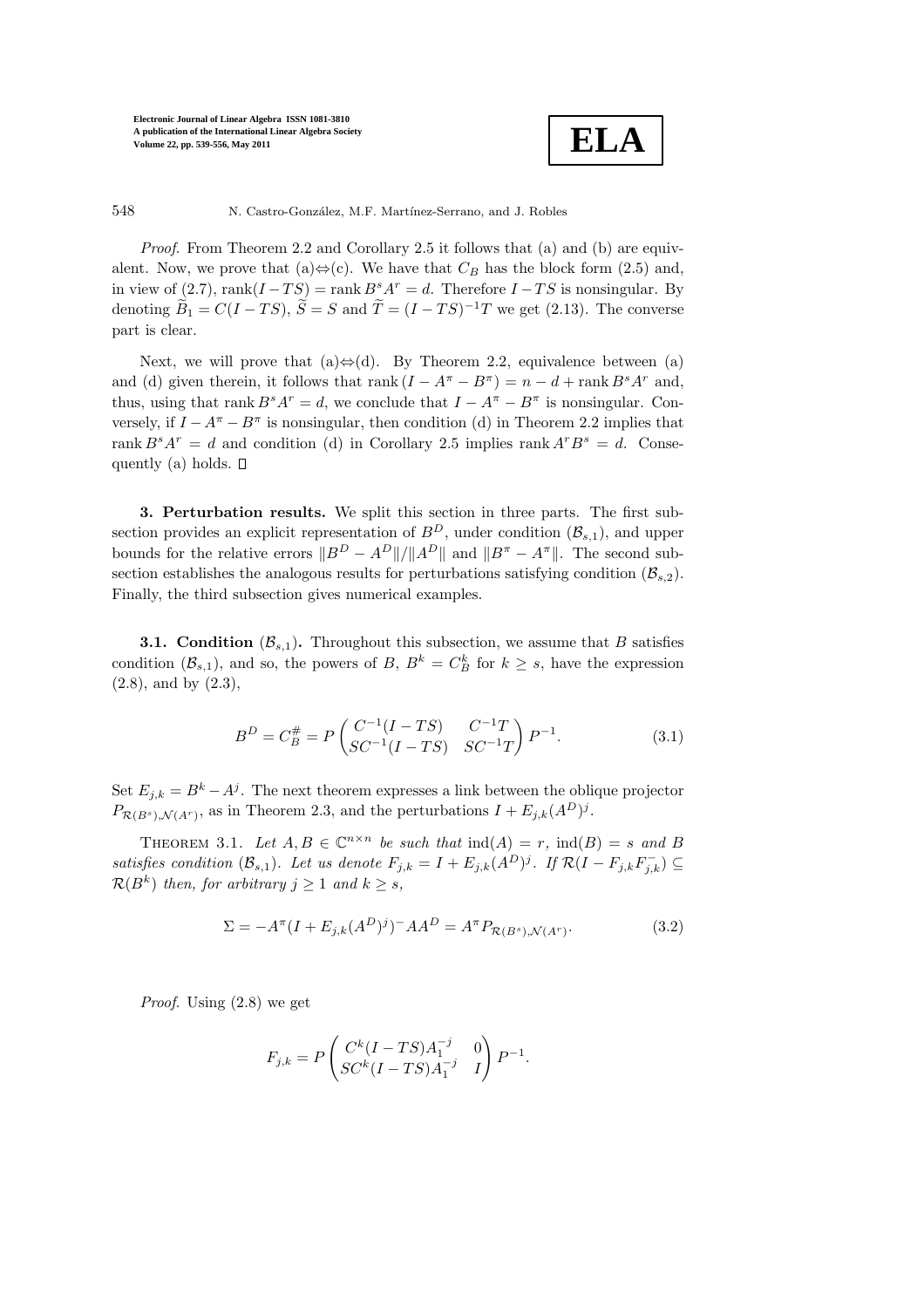*Proof.* From Theorem 2.2 and Corollary 2.5 it follows that (a) and (b) are equivalent. Now, we prove that (a)⇔(c). We have that $C_B$ has the block form (2.5) and, in view of (2.7), $\operatorname{rank}(I-TS) = \operatorname{rank} B^sA^r = d$. Therefore $I-TS$ is nonsingular. By denoting $\widetilde{B}_1 = C(I-TS)$, $\widetilde{S} = S$ and $\widetilde{T} = (I-TS)^{-1}T$ we get (2.13). The converse part is clear.

Next, we will prove that (a)⇔(d). By Theorem 2.2, equivalence between (a) and (d) given therein, it follows that $\operatorname{rank}(I - A^\pi - B^\pi) = n - d + \operatorname{rank} B^sA^r$ and, thus, using that $\operatorname{rank} B^sA^r = d$, we conclude that $I - A^\pi - B^\pi$ is nonsingular. Conversely, if $I - A^\pi - B^\pi$ is nonsingular, then condition (d) in Theorem 2.2 implies that $\operatorname{rank} B^sA^r = d$ and condition (d) in Corollary 2.5 implies $\operatorname{rank} A^rB^s = d$. Consequently (a) holds. □

## 3. Perturbation results.

We split this section in three parts. The first subsection provides an explicit representation of $B^D$, under condition $(\mathcal{B}_{s,1})$, and upper bounds for the relative errors $\|B^D - A^D\|/\|A^D\|$ and $\|B^\pi - A^\pi\|$. The second subsection establishes the analogous results for perturbations satisfying condition $(\mathcal{B}_{s,2})$. Finally, the third subsection gives numerical examples.

### 3.1. Condition $(\mathcal{B}_{s,1})$.

Throughout this subsection, we assume that $B$ satisfies condition $(\mathcal{B}_{s,1})$, and so, the powers of $B$, $B^k = C_B^k$ for $k \geq s$, have the expression (2.8), and by (2.3),

$$B^D = C_B^\# = P\begin{pmatrix} C^{-1}(I-TS) & C^{-1}T \\ SC^{-1}(I-TS) & SC^{-1}T \end{pmatrix}P^{-1}. \tag{3.1}$$

Set $E_{j,k} = B^k - A^j$. The next theorem expresses a link between the oblique projector $P_{\mathcal{R}(B^s),\mathcal{N}(A^r)}$, as in Theorem 2.3, and the perturbations $I + E_{j,k}(A^D)^j$.

Theorem 3.1. *Let $A, B \in \mathbb{C}^{n\times n}$ be such that $\operatorname{ind}(A) = r$, $\operatorname{ind}(B) = s$ and $B$ satisfies condition $(\mathcal{B}_{s,1})$. Let us denote $F_{j,k} = I + E_{j,k}(A^D)^j$. If $\mathcal{R}(I - F_{j,k}F_{j,k}^-) \subseteq \mathcal{R}(B^k)$ then, for arbitrary $j \geq 1$ and $k \geq s$,*

$$\Sigma = -A^\pi(I + E_{j,k}(A^D)^j)^- AA^D = A^\pi P_{\mathcal{R}(B^s),\mathcal{N}(A^r)}. \tag{3.2}$$

*Proof.* Using (2.8) we get

$$F_{j,k} = P\begin{pmatrix} C^k(I-TS)A_1^{-j} & 0 \\ SC^k(I-TS)A_1^{-j} & I \end{pmatrix}P^{-1}.$$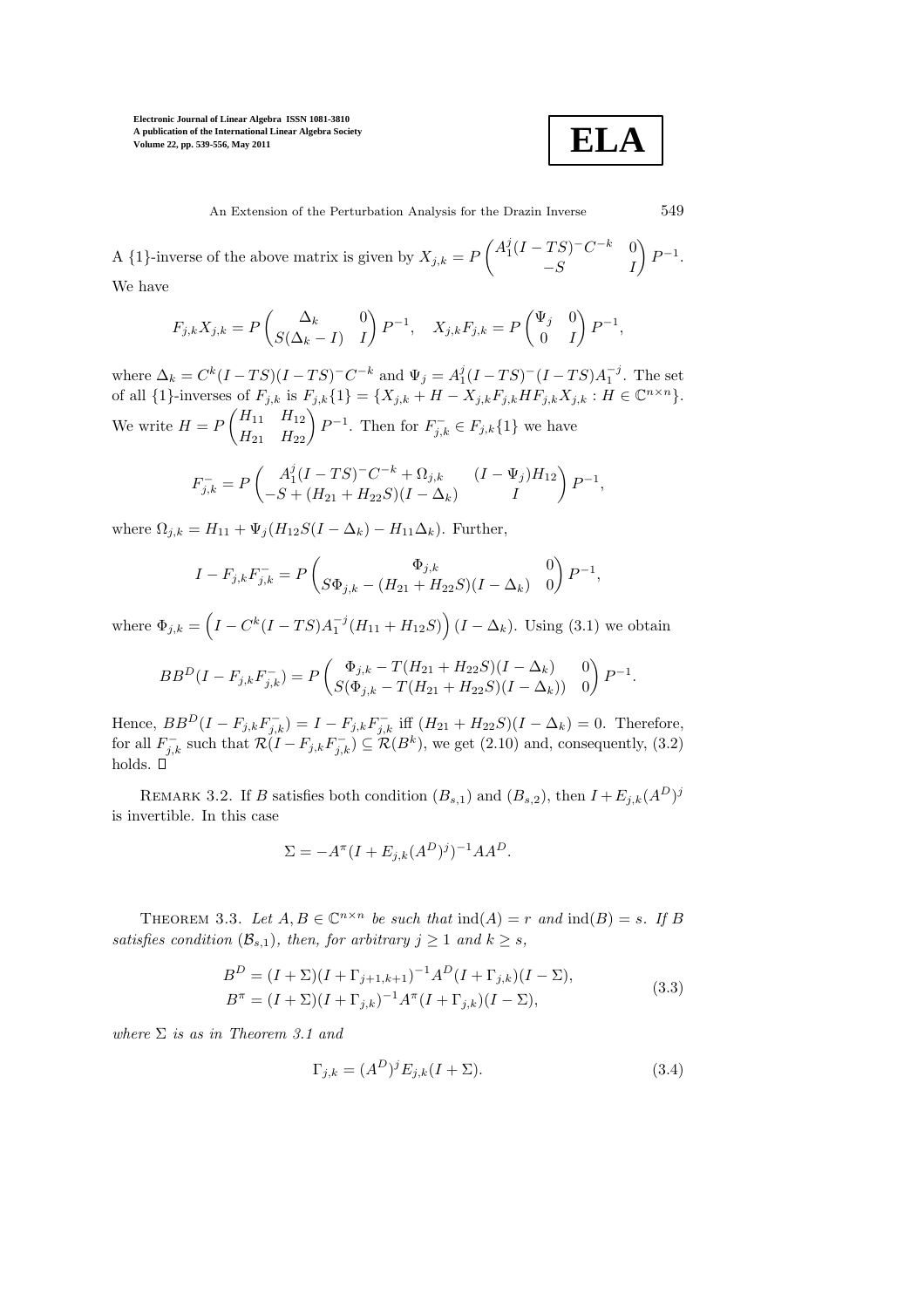A $\{1\}$-inverse of the above matrix is given by $X_{j,k} = P \begin{pmatrix} A_1^j(I-TS)^{-}C^{-k} & 0 \\ -S & I \end{pmatrix} P^{-1}$. We have

$$F_{j,k}X_{j,k} = P \begin{pmatrix} \Delta_k & 0 \\ S(\Delta_k - I) & I \end{pmatrix} P^{-1}, \quad X_{j,k}F_{j,k} = P \begin{pmatrix} \Psi_j & 0 \\ 0 & I \end{pmatrix} P^{-1},$$

where $\Delta_k = C^k(I-TS)(I-TS)^{-}C^{-k}$ and $\Psi_j = A_1^j(I-TS)^{-}(I-TS)A_1^{-j}$. The set of all $\{1\}$-inverses of $F_{j,k}$ is $F_{j,k}\{1\} = \{X_{j,k} + H - X_{j,k}F_{j,k}HF_{j,k}X_{j,k} : H \in \mathbb{C}^{n\times n}\}$. We write $H = P \begin{pmatrix} H_{11} & H_{12} \\ H_{21} & H_{22} \end{pmatrix} P^{-1}$. Then for $F_{j,k}^{-} \in F_{j,k}\{1\}$ we have

$$F_{j,k}^{-} = P \begin{pmatrix} A_1^j(I-TS)^{-}C^{-k} + \Omega_{j,k} & (I-\Psi_j)H_{12} \\ -S + (H_{21} + H_{22}S)(I-\Delta_k) & I \end{pmatrix} P^{-1},$$

where $\Omega_{j,k} = H_{11} + \Psi_j(H_{12}S(I-\Delta_k) - H_{11}\Delta_k)$. Further,

$$I - F_{j,k}F_{j,k}^{-} = P \begin{pmatrix} \Phi_{j,k} & 0 \\ S\Phi_{j,k} - (H_{21} + H_{22}S)(I-\Delta_k) & 0 \end{pmatrix} P^{-1},$$

where $\Phi_{j,k} = \left(I - C^k(I-TS)A_1^{-j}(H_{11} + H_{12}S)\right)(I-\Delta_k)$. Using (3.1) we obtain

$$BB^D(I - F_{j,k}F_{j,k}^{-}) = P \begin{pmatrix} \Phi_{j,k} - T(H_{21} + H_{22}S)(I-\Delta_k) & 0 \\ S(\Phi_{j,k} - T(H_{21} + H_{22}S)(I-\Delta_k)) & 0 \end{pmatrix} P^{-1}.$$

Hence, $BB^D(I - F_{j,k}F_{j,k}^{-}) = I - F_{j,k}F_{j,k}^{-}$ iff $(H_{21} + H_{22}S)(I-\Delta_k) = 0$. Therefore, for all $F_{j,k}^{-}$ such that $\mathcal{R}(I - F_{j,k}F_{j,k}^{-}) \subseteq \mathcal{R}(B^k)$, we get (2.10) and, consequently, (3.2) holds. $\square$

Remark 3.2. If $B$ satisfies both condition $(B_{s,1})$ and $(B_{s,2})$, then $I + E_{j,k}(A^D)^j$ is invertible. In this case

$$\Sigma = -A^\pi(I + E_{j,k}(A^D)^j)^{-1}AA^D.$$

Theorem 3.3. *Let $A, B \in \mathbb{C}^{n\times n}$ be such that* $\operatorname{ind}(A) = r$ *and* $\operatorname{ind}(B) = s$. *If $B$ satisfies condition $(\mathcal{B}_{s,1})$, then, for arbitrary $j \geq 1$ and $k \geq s$,*

$$\begin{aligned} B^D &= (I+\Sigma)(I+\Gamma_{j+1,k+1})^{-1}A^D(I+\Gamma_{j,k})(I-\Sigma), \\ B^\pi &= (I+\Sigma)(I+\Gamma_{j,k})^{-1}A^\pi(I+\Gamma_{j,k})(I-\Sigma), \end{aligned} \tag{3.3}$$

*where $\Sigma$ is as in Theorem 3.1 and*

$$\Gamma_{j,k} = (A^D)^j E_{j,k}(I+\Sigma). \tag{3.4}$$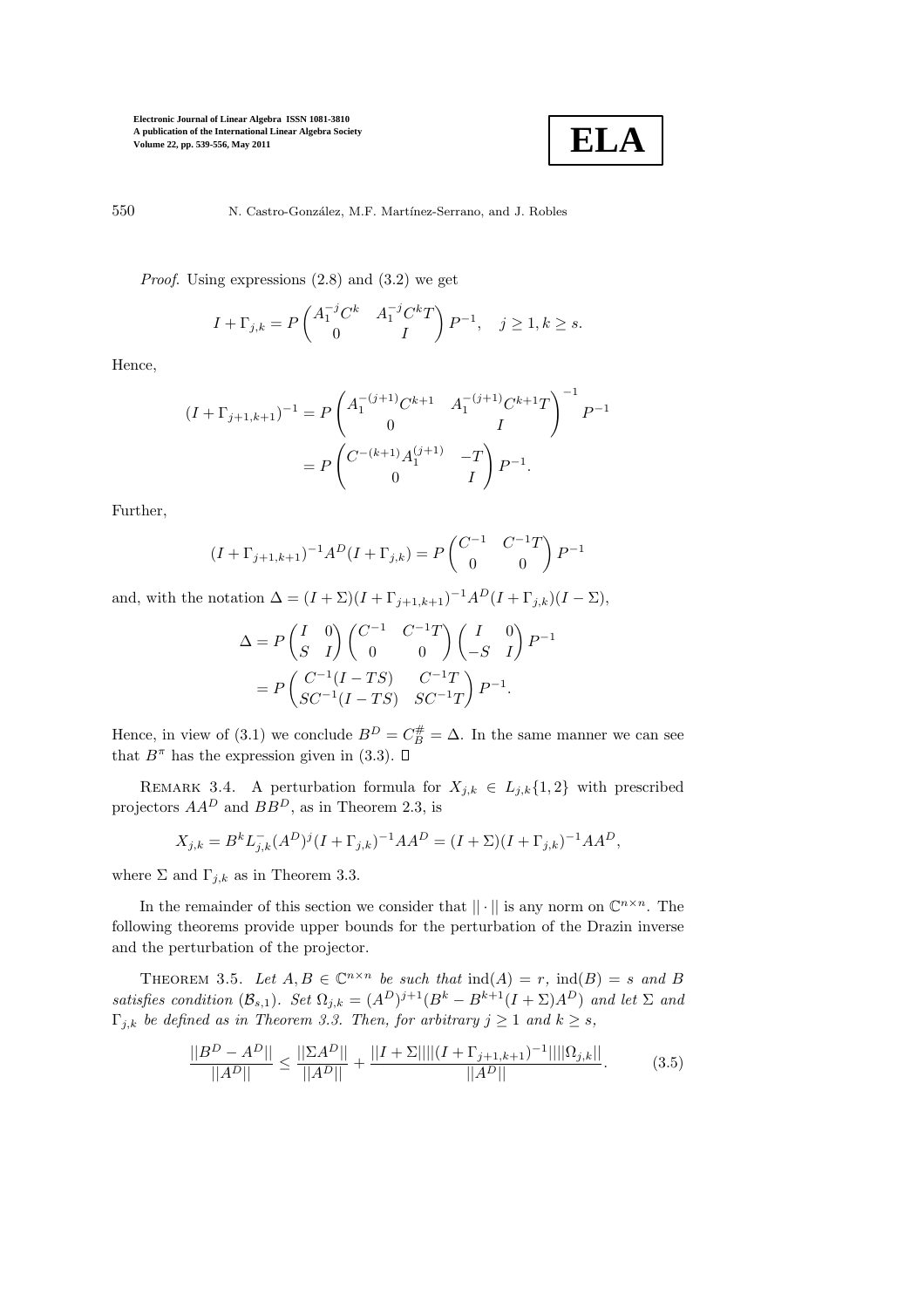*Proof.* Using expressions (2.8) and (3.2) we get

$$I + \Gamma_{j,k} = P \begin{pmatrix} A_1^{-j} C^k & A_1^{-j} C^k T \\ 0 & I \end{pmatrix} P^{-1}, \quad j \geq 1, k \geq s.$$

Hence,

$$\begin{aligned} (I + \Gamma_{j+1,k+1})^{-1} &= P \begin{pmatrix} A_1^{-(j+1)} C^{k+1} & A_1^{-(j+1)} C^{k+1} T \\ 0 & I \end{pmatrix}^{-1} P^{-1} \\ &= P \begin{pmatrix} C^{-(k+1)} A_1^{(j+1)} & -T \\ 0 & I \end{pmatrix} P^{-1}. \end{aligned}$$

Further,

$$(I + \Gamma_{j+1,k+1})^{-1} A^D (I + \Gamma_{j,k}) = P \begin{pmatrix} C^{-1} & C^{-1} T \\ 0 & 0 \end{pmatrix} P^{-1}$$

and, with the notation $\Delta = (I + \Sigma)(I + \Gamma_{j+1,k+1})^{-1} A^D (I + \Gamma_{j,k})(I - \Sigma)$,

$$\begin{aligned} \Delta &= P \begin{pmatrix} I & 0 \\ S & I \end{pmatrix} \begin{pmatrix} C^{-1} & C^{-1} T \\ 0 & 0 \end{pmatrix} \begin{pmatrix} I & 0 \\ -S & I \end{pmatrix} P^{-1} \\ &= P \begin{pmatrix} C^{-1}(I - TS) & C^{-1} T \\ S C^{-1}(I - TS) & S C^{-1} T \end{pmatrix} P^{-1}. \end{aligned}$$

Hence, in view of (3.1) we conclude $B^D = C_B^{\#} = \Delta$. In the same manner we can see that $B^\pi$ has the expression given in (3.3). $\square$

Remark 3.4. A perturbation formula for $X_{j,k} \in L_{j,k}\{1,2\}$ with prescribed projectors $AA^D$ and $BB^D$, as in Theorem 2.3, is

$$X_{j,k} = B^k L_{j,k}^{-} (A^D)^j (I + \Gamma_{j,k})^{-1} AA^D = (I + \Sigma)(I + \Gamma_{j,k})^{-1} AA^D,$$

where $\Sigma$ and $\Gamma_{j,k}$ as in Theorem 3.3.

In the remainder of this section we consider that $||\cdot||$ is any norm on $\mathbb{C}^{n \times n}$. The following theorems provide upper bounds for the perturbation of the Drazin inverse and the perturbation of the projector.

Theorem 3.5. *Let $A, B \in \mathbb{C}^{n \times n}$ be such that $\operatorname{ind}(A) = r$, $\operatorname{ind}(B) = s$ and $B$ satisfies condition $(\mathcal{B}_{s,1})$. Set $\Omega_{j,k} = (A^D)^{j+1}(B^k - B^{k+1}(I + \Sigma)A^D)$ and let $\Sigma$ and $\Gamma_{j,k}$ be defined as in Theorem 3.3. Then, for arbitrary $j \geq 1$ and $k \geq s$,*

$$\frac{||B^D - A^D||}{||A^D||} \leq \frac{||\Sigma A^D||}{||A^D||} + \frac{||I + \Sigma|| ||(I + \Gamma_{j+1,k+1})^{-1}|| ||\Omega_{j,k}||}{||A^D||}. \tag{3.5}$$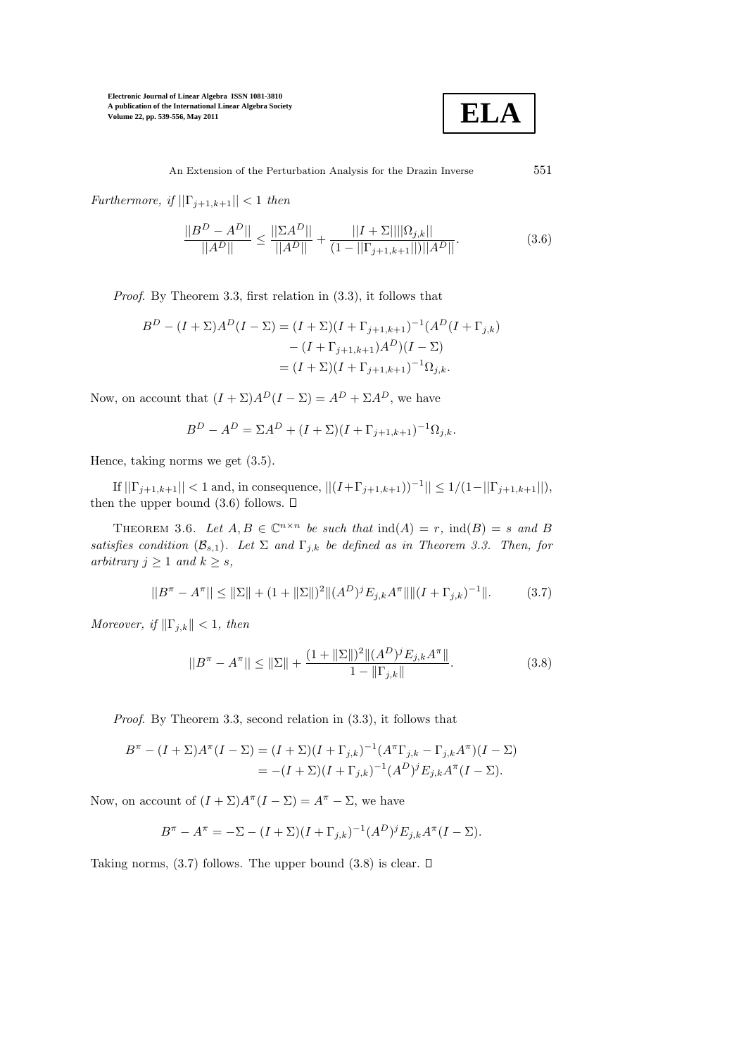*Furthermore, if* $||\Gamma_{j+1,k+1}|| < 1$ *then*

$$\frac{||B^D - A^D||}{||A^D||} \leq \frac{||\Sigma A^D||}{||A^D||} + \frac{||I+\Sigma||||\Omega_{j,k}||}{(1-||\Gamma_{j+1,k+1}||)||A^D||}. \tag{3.6}$$

*Proof.* By Theorem 3.3, first relation in (3.3), it follows that

$$\begin{aligned} B^D - (I+\Sigma)A^D(I-\Sigma) &= (I+\Sigma)(I+\Gamma_{j+1,k+1})^{-1}(A^D(I+\Gamma_{j,k}) \\ &\quad - (I+\Gamma_{j+1,k+1})A^D)(I-\Sigma) \\ &= (I+\Sigma)(I+\Gamma_{j+1,k+1})^{-1}\Omega_{j,k}. \end{aligned}$$

Now, on account that $(I+\Sigma)A^D(I-\Sigma) = A^D + \Sigma A^D$, we have

$$B^D - A^D = \Sigma A^D + (I+\Sigma)(I+\Gamma_{j+1,k+1})^{-1}\Omega_{j,k}.$$

Hence, taking norms we get (3.5).

If $||\Gamma_{j+1,k+1}|| < 1$ and, in consequence, $||(I+\Gamma_{j+1,k+1}))^{-1}|| \leq 1/(1-||\Gamma_{j+1,k+1}||)$, then the upper bound (3.6) follows. ◻

Theorem 3.6. *Let* $A, B \in \mathbb{C}^{n\times n}$ *be such that* $\mathrm{ind}(A) = r$, $\mathrm{ind}(B) = s$ *and* $B$ *satisfies condition* $(\mathcal{B}_{s,1})$. *Let* $\Sigma$ *and* $\Gamma_{j,k}$ *be defined as in Theorem 3.3. Then, for arbitrary* $j \geq 1$ *and* $k \geq s$,

$$||B^\pi - A^\pi|| \leq \|\Sigma\| + (1+\|\Sigma\|)^2\|(A^D)^j E_{j,k} A^\pi\|\|(I+\Gamma_{j,k})^{-1}\|. \tag{3.7}$$

*Moreover, if* $\|\Gamma_{j,k}\| < 1$, *then*

$$||B^\pi - A^\pi|| \leq \|\Sigma\| + \frac{(1+\|\Sigma\|)^2\|(A^D)^j E_{j,k} A^\pi\|}{1-\|\Gamma_{j,k}\|}. \tag{3.8}$$

*Proof.* By Theorem 3.3, second relation in (3.3), it follows that

$$\begin{aligned} B^\pi - (I+\Sigma)A^\pi(I-\Sigma) &= (I+\Sigma)(I+\Gamma_{j,k})^{-1}(A^\pi\Gamma_{j,k} - \Gamma_{j,k}A^\pi)(I-\Sigma) \\ &= -(I+\Sigma)(I+\Gamma_{j,k})^{-1}(A^D)^j E_{j,k} A^\pi(I-\Sigma). \end{aligned}$$

Now, on account of $(I+\Sigma)A^\pi(I-\Sigma) = A^\pi - \Sigma$, we have

$$B^\pi - A^\pi = -\Sigma - (I+\Sigma)(I+\Gamma_{j,k})^{-1}(A^D)^j E_{j,k} A^\pi(I-\Sigma).$$

Taking norms, (3.7) follows. The upper bound (3.8) is clear. ◻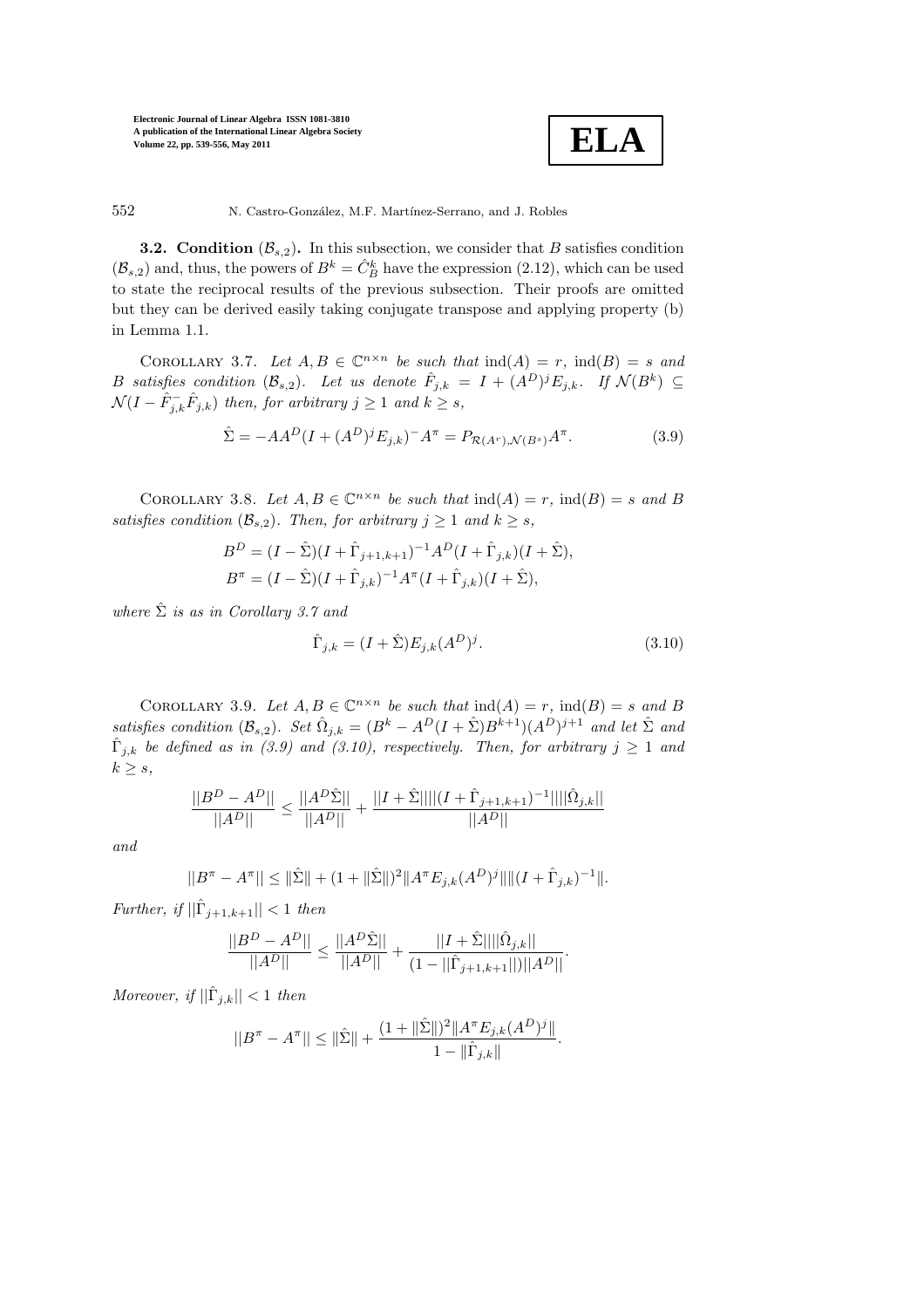**3.2. Condition $(\mathcal{B}_{s,2})$.** In this subsection, we consider that $B$ satisfies condition $(\mathcal{B}_{s,2})$ and, thus, the powers of $B^k = \hat{C}_B^k$ have the expression (2.12), which can be used to state the reciprocal results of the previous subsection. Their proofs are omitted but they can be derived easily taking conjugate transpose and applying property (b) in Lemma 1.1.

Corollary 3.7. *Let $A, B \in \mathbb{C}^{n\times n}$ be such that $\operatorname{ind}(A) = r$, $\operatorname{ind}(B) = s$ and $B$ satisfies condition $(\mathcal{B}_{s,2})$. Let us denote $\hat{F}_{j,k} = I + (A^D)^j E_{j,k}$. If $\mathcal{N}(B^k) \subseteq \mathcal{N}(I - \hat{F}_{j,k}^- \hat{F}_{j,k})$ then, for arbitrary $j \geq 1$ and $k \geq s$,*

$$\hat{\Sigma} = -AA^D(I + (A^D)^j E_{j,k})^- A^\pi = P_{\mathcal{R}(A^r),\mathcal{N}(B^s)} A^\pi. \tag{3.9}$$

Corollary 3.8. *Let $A, B \in \mathbb{C}^{n\times n}$ be such that $\operatorname{ind}(A) = r$, $\operatorname{ind}(B) = s$ and $B$ satisfies condition $(\mathcal{B}_{s,2})$. Then, for arbitrary $j \geq 1$ and $k \geq s$,*

$$B^D = (I - \hat{\Sigma})(I + \hat{\Gamma}_{j+1,k+1})^{-1} A^D (I + \hat{\Gamma}_{j,k})(I + \hat{\Sigma}),$$
$$B^\pi = (I - \hat{\Sigma})(I + \hat{\Gamma}_{j,k})^{-1} A^\pi (I + \hat{\Gamma}_{j,k})(I + \hat{\Sigma}),$$

*where $\hat{\Sigma}$ is as in Corollary 3.7 and*

$$\hat{\Gamma}_{j,k} = (I + \hat{\Sigma}) E_{j,k} (A^D)^j. \tag{3.10}$$

Corollary 3.9. *Let $A, B \in \mathbb{C}^{n\times n}$ be such that $\operatorname{ind}(A) = r$, $\operatorname{ind}(B) = s$ and $B$ satisfies condition $(\mathcal{B}_{s,2})$. Set $\hat{\Omega}_{j,k} = (B^k - A^D(I + \hat{\Sigma})B^{k+1})(A^D)^{j+1}$ and let $\hat{\Sigma}$ and $\hat{\Gamma}_{j,k}$ be defined as in (3.9) and (3.10), respectively. Then, for arbitrary $j \geq 1$ and $k \geq s$,*

$$\frac{||B^D - A^D||}{||A^D||} \leq \frac{||A^D \hat{\Sigma}||}{||A^D||} + \frac{||I + \hat{\Sigma}||||(I + \hat{\Gamma}_{j+1,k+1})^{-1}||||\hat{\Omega}_{j,k}||}{||A^D||}$$

*and*

$$||B^\pi - A^\pi|| \leq \|\hat{\Sigma}\| + (1 + \|\hat{\Sigma}\|)^2 \|A^\pi E_{j,k} (A^D)^j\| \|(I + \hat{\Gamma}_{j,k})^{-1}\|.$$

*Further, if $||\hat{\Gamma}_{j+1,k+1}|| < 1$ then*

$$\frac{||B^D - A^D||}{||A^D||} \leq \frac{||A^D \hat{\Sigma}||}{||A^D||} + \frac{||I + \hat{\Sigma}||||\hat{\Omega}_{j,k}||}{(1 - ||\hat{\Gamma}_{j+1,k+1}||)||A^D||}.$$

*Moreover, if $||\hat{\Gamma}_{j,k}|| < 1$ then*

$$||B^\pi - A^\pi|| \leq \|\hat{\Sigma}\| + \frac{(1 + \|\hat{\Sigma}\|)^2 \|A^\pi E_{j,k} (A^D)^j\|}{1 - \|\hat{\Gamma}_{j,k}\|}.$$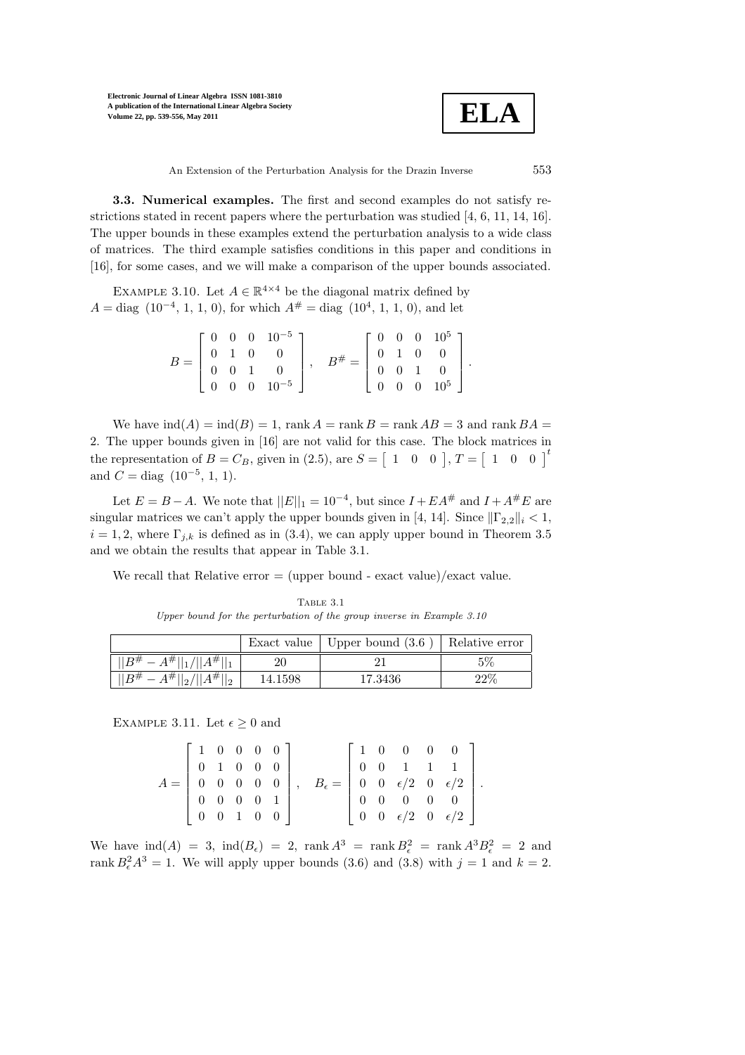**3.3. Numerical examples.** The first and second examples do not satisfy restrictions stated in recent papers where the perturbation was studied [4, 6, 11, 14, 16]. The upper bounds in these examples extend the perturbation analysis to a wide class of matrices. The third example satisfies conditions in this paper and conditions in [16], for some cases, and we will make a comparison of the upper bounds associated.

EXAMPLE 3.10. Let $A \in \mathbb{R}^{4\times 4}$ be the diagonal matrix defined by $A = \text{diag}\ (10^{-4}, 1, 1, 0)$, for which $A^{\#} = \text{diag}\ (10^{4}, 1, 1, 0)$, and let

$$B = \begin{bmatrix} 0 & 0 & 0 & 10^{-5} \\ 0 & 1 & 0 & 0 \\ 0 & 0 & 1 & 0 \\ 0 & 0 & 0 & 10^{-5} \end{bmatrix}, \quad B^{\#} = \begin{bmatrix} 0 & 0 & 0 & 10^{5} \\ 0 & 1 & 0 & 0 \\ 0 & 0 & 1 & 0 \\ 0 & 0 & 0 & 10^{5} \end{bmatrix}.$$

We have $\text{ind}(A) = \text{ind}(B) = 1$, $\text{rank}\, A = \text{rank}\, B = \text{rank}\, AB = 3$ and $\text{rank}\, BA = 2$. The upper bounds given in [16] are not valid for this case. The block matrices in the representation of $B = C_B$, given in (2.5), are $S = \begin{bmatrix} 1 & 0 & 0 \end{bmatrix}$, $T = \begin{bmatrix} 1 & 0 & 0 \end{bmatrix}^t$ and $C = \text{diag}\ (10^{-5}, 1, 1)$.

Let $E = B - A$. We note that $\|E\|_1 = 10^{-4}$, but since $I + EA^{\#}$ and $I + A^{\#}E$ are singular matrices we can't apply the upper bounds given in [4, 14]. Since $\|\Gamma_{2,2}\|_i < 1$, $i = 1, 2$, where $\Gamma_{j,k}$ is defined as in (3.4), we can apply upper bound in Theorem 3.5 and we obtain the results that appear in Table 3.1.

We recall that Relative error = (upper bound - exact value)/exact value.

TABLE 3.1
*Upper bound for the perturbation of the group inverse in Example 3.10*

| | Exact value | Upper bound (3.6 ) | Relative error |
|---|---|---|---|
| $\|\|B^{\#} - A^{\#}\|\|_1/\|\|A^{\#}\|\|_1$ | 20 | 21 | 5% |
| $\|\|B^{\#} - A^{\#}\|\|_2/\|\|A^{\#}\|\|_2$ | 14.1598 | 17.3436 | 22% |

EXAMPLE 3.11. Let $\epsilon \geq 0$ and

$$A = \begin{bmatrix} 1 & 0 & 0 & 0 & 0 \\ 0 & 1 & 0 & 0 & 0 \\ 0 & 0 & 0 & 0 & 0 \\ 0 & 0 & 0 & 0 & 1 \\ 0 & 0 & 1 & 0 & 0 \end{bmatrix}, \quad B_\epsilon = \begin{bmatrix} 1 & 0 & 0 & 0 & 0 \\ 0 & 0 & 1 & 1 & 1 \\ 0 & 0 & \epsilon/2 & 0 & \epsilon/2 \\ 0 & 0 & 0 & 0 & 0 \\ 0 & 0 & \epsilon/2 & 0 & \epsilon/2 \end{bmatrix}.$$

We have $\text{ind}(A) = 3$, $\text{ind}(B_\epsilon) = 2$, $\text{rank}\, A^3 = \text{rank}\, B_\epsilon^2 = \text{rank}\, A^3 B_\epsilon^2 = 2$ and $\text{rank}\, B_\epsilon^2 A^3 = 1$. We will apply upper bounds (3.6) and (3.8) with $j = 1$ and $k = 2$.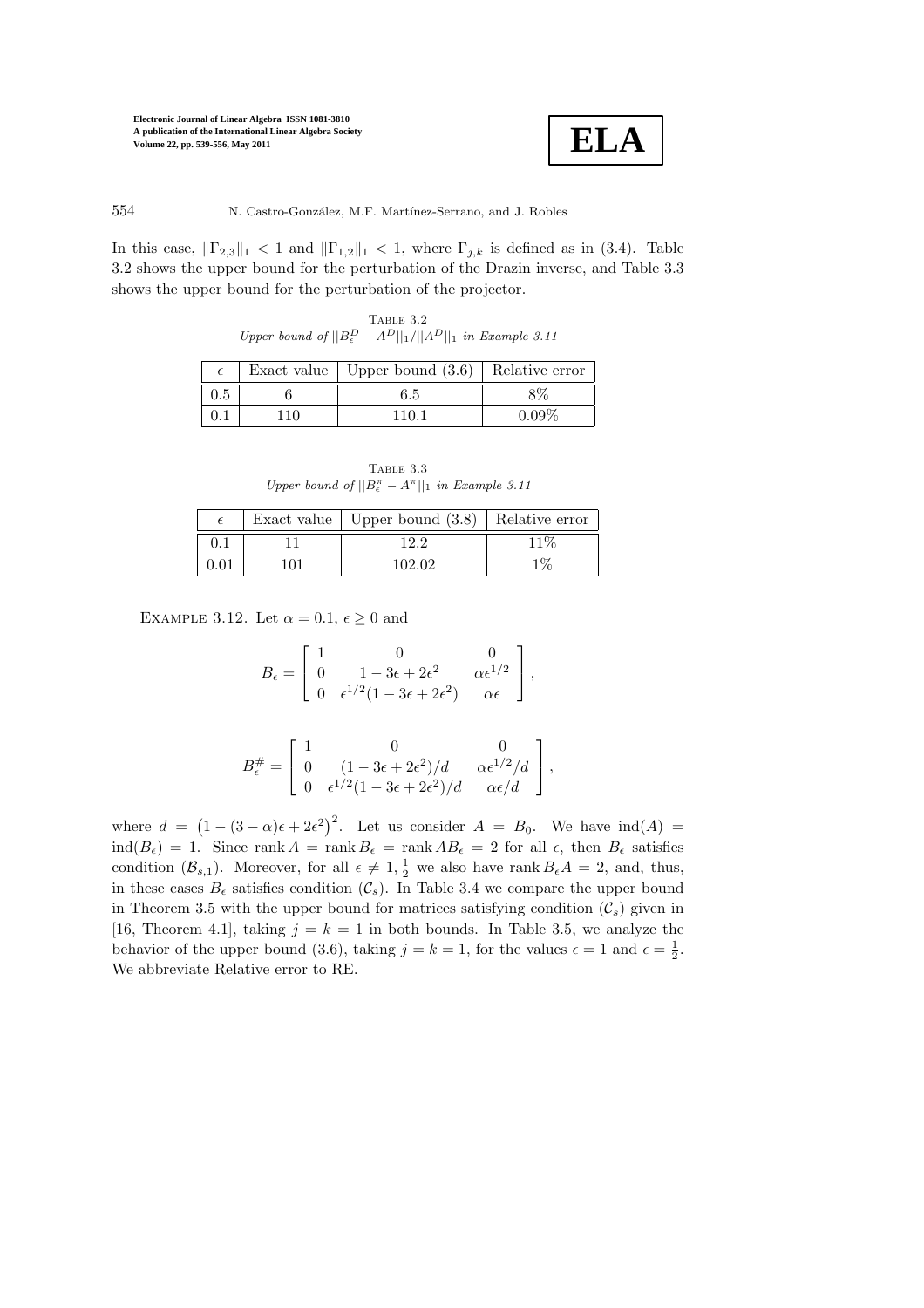In this case, $\|\Gamma_{2,3}\|_1 < 1$ and $\|\Gamma_{1,2}\|_1 < 1$, where $\Gamma_{j,k}$ is defined as in (3.4). Table 3.2 shows the upper bound for the perturbation of the Drazin inverse, and Table 3.3 shows the upper bound for the perturbation of the projector.

Table 3.2
*Upper bound of* $||B_\epsilon^D - A^D||_1/||A^D||_1$ *in Example 3.11*

| $\epsilon$ | Exact value | Upper bound (3.6) | Relative error |
|---|---|---|---|
| 0.5 | 6 | 6.5 | 8% |
| 0.1 | 110 | 110.1 | 0.09% |

Table 3.3
*Upper bound of* $||B_\epsilon^\pi - A^\pi||_1$ *in Example 3.11*

| $\epsilon$ | Exact value | Upper bound (3.8) | Relative error |
|---|---|---|---|
| 0.1 | 11 | 12.2 | 11% |
| 0.01 | 101 | 102.02 | 1% |

Example 3.12. Let $\alpha = 0.1$, $\epsilon \geq 0$ and

$$B_\epsilon = \begin{bmatrix} 1 & 0 & 0 \\ 0 & 1 - 3\epsilon + 2\epsilon^2 & \alpha\epsilon^{1/2} \\ 0 & \epsilon^{1/2}(1 - 3\epsilon + 2\epsilon^2) & \alpha\epsilon \end{bmatrix},$$

$$B_\epsilon^\# = \begin{bmatrix} 1 & 0 & 0 \\ 0 & (1 - 3\epsilon + 2\epsilon^2)/d & \alpha\epsilon^{1/2}/d \\ 0 & \epsilon^{1/2}(1 - 3\epsilon + 2\epsilon^2)/d & \alpha\epsilon/d \end{bmatrix},$$

where $d = \left(1 - (3-\alpha)\epsilon + 2\epsilon^2\right)^2$. Let us consider $A = B_0$. We have $\mathrm{ind}(A) = \mathrm{ind}(B_\epsilon) = 1$. Since $\mathrm{rank}\, A = \mathrm{rank}\, B_\epsilon = \mathrm{rank}\, AB_\epsilon = 2$ for all $\epsilon$, then $B_\epsilon$ satisfies condition $(\mathcal{B}_{s,1})$. Moreover, for all $\epsilon \neq 1, \frac{1}{2}$ we also have $\mathrm{rank}\, B_\epsilon A = 2$, and, thus, in these cases $B_\epsilon$ satisfies condition $(\mathcal{C}_s)$. In Table 3.4 we compare the upper bound in Theorem 3.5 with the upper bound for matrices satisfying condition $(\mathcal{C}_s)$ given in [16, Theorem 4.1], taking $j = k = 1$ in both bounds. In Table 3.5, we analyze the behavior of the upper bound (3.6), taking $j = k = 1$, for the values $\epsilon = 1$ and $\epsilon = \frac{1}{2}$. We abbreviate Relative error to RE.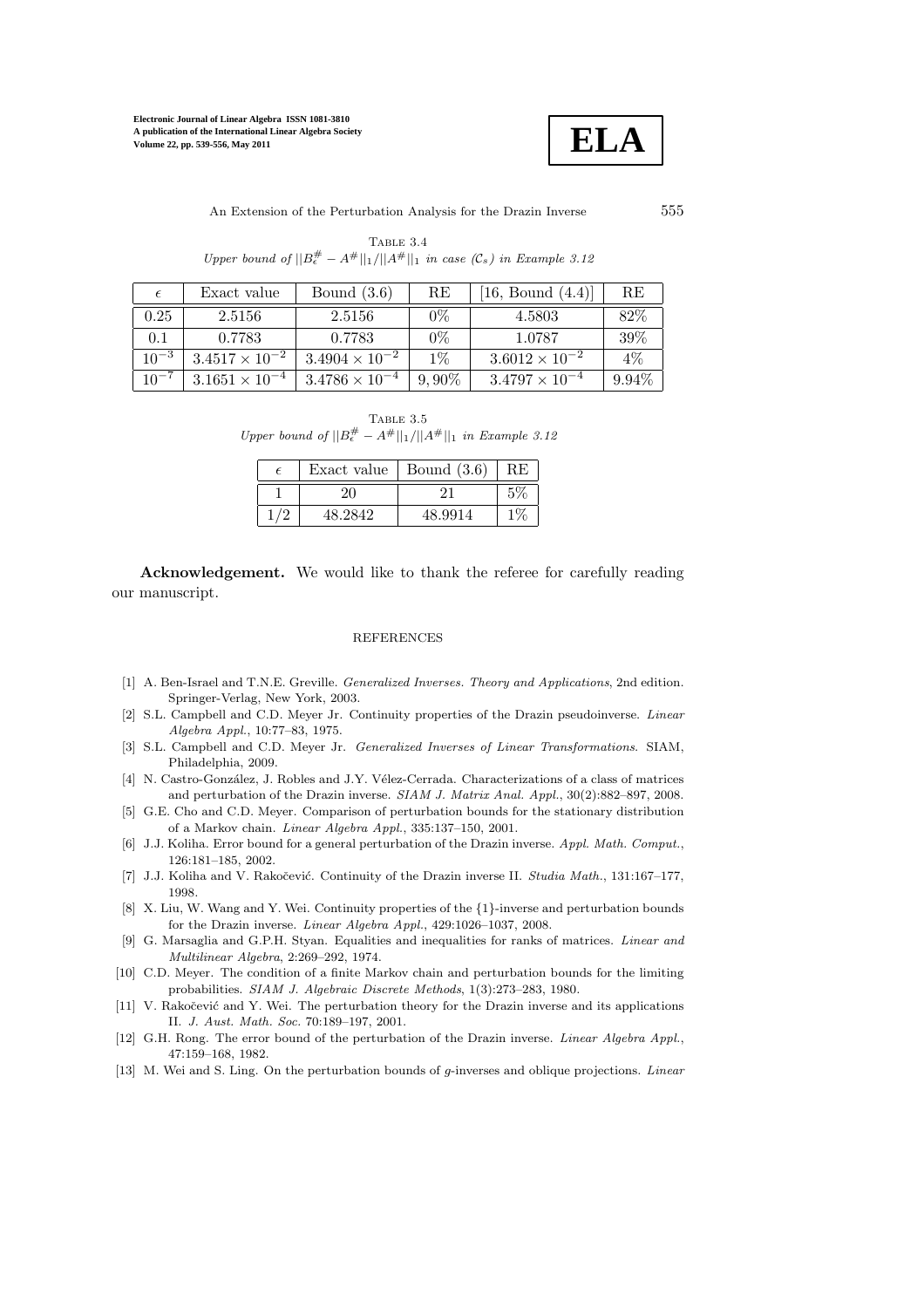Table 3.4

*Upper bound of $||B_\epsilon^{\#} - A^{\#}||_1/||A^{\#}||_1$ in case $(\mathcal{C}_s)$ in Example 3.12*

| $\epsilon$ | Exact value | Bound (3.6) | RE | [16, Bound (4.4)] | RE |
|---|---|---|---|---|---|
| 0.25 | 2.5156 | 2.5156 | 0% | 4.5803 | 82% |
| 0.1 | 0.7783 | 0.7783 | 0% | 1.0787 | 39% |
| $10^{-3}$ | $3.4517 \times 10^{-2}$ | $3.4904 \times 10^{-2}$ | 1% | $3.6012 \times 10^{-2}$ | 4% |
| $10^{-7}$ | $3.1651 \times 10^{-4}$ | $3.4786 \times 10^{-4}$ | 9,90% | $3.4797 \times 10^{-4}$ | 9.94% |

Table 3.5

*Upper bound of $||B_\epsilon^{\#} - A^{\#}||_1/||A^{\#}||_1$ in Example 3.12*

| $\epsilon$ | Exact value | Bound (3.6) | RE |
|---|---|---|---|
| 1 | 20 | 21 | 5% |
| 1/2 | 48.2842 | 48.9914 | 1% |

**Acknowledgement.** We would like to thank the referee for carefully reading our manuscript.

## REFERENCES

[1] A. Ben-Israel and T.N.E. Greville. *Generalized Inverses. Theory and Applications*, 2nd edition. Springer-Verlag, New York, 2003.

[2] S.L. Campbell and C.D. Meyer Jr. Continuity properties of the Drazin pseudoinverse. *Linear Algebra Appl.*, 10:77–83, 1975.

[3] S.L. Campbell and C.D. Meyer Jr. *Generalized Inverses of Linear Transformations*. SIAM, Philadelphia, 2009.

[4] N. Castro-González, J. Robles and J.Y. Vélez-Cerrada. Characterizations of a class of matrices and perturbation of the Drazin inverse. *SIAM J. Matrix Anal. Appl.*, 30(2):882–897, 2008.

[5] G.E. Cho and C.D. Meyer. Comparison of perturbation bounds for the stationary distribution of a Markov chain. *Linear Algebra Appl.*, 335:137–150, 2001.

[6] J.J. Koliha. Error bound for a general perturbation of the Drazin inverse. *Appl. Math. Comput.*, 126:181–185, 2002.

[7] J.J. Koliha and V. Rakočević. Continuity of the Drazin inverse II. *Studia Math.*, 131:167–177, 1998.

[8] X. Liu, W. Wang and Y. Wei. Continuity properties of the {1}-inverse and perturbation bounds for the Drazin inverse. *Linear Algebra Appl.*, 429:1026–1037, 2008.

[9] G. Marsaglia and G.P.H. Styan. Equalities and inequalities for ranks of matrices. *Linear and Multilinear Algebra*, 2:269–292, 1974.

[10] C.D. Meyer. The condition of a finite Markov chain and perturbation bounds for the limiting probabilities. *SIAM J. Algebraic Discrete Methods*, 1(3):273–283, 1980.

[11] V. Rakočević and Y. Wei. The perturbation theory for the Drazin inverse and its applications II. *J. Aust. Math. Soc.* 70:189–197, 2001.

[12] G.H. Rong. The error bound of the perturbation of the Drazin inverse. *Linear Algebra Appl.*, 47:159–168, 1982.

[13] M. Wei and S. Ling. On the perturbation bounds of *g*-inverses and oblique projections. *Linear*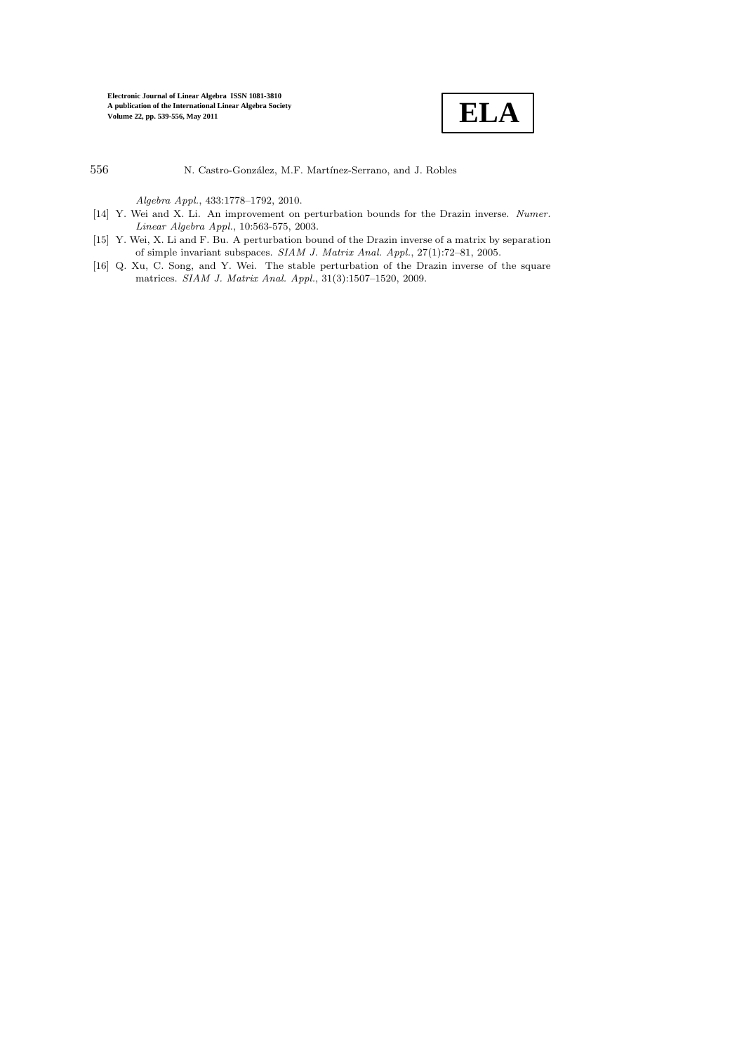*Algebra Appl.*, 433:1778–1792, 2010.

[14] Y. Wei and X. Li. An improvement on perturbation bounds for the Drazin inverse. *Numer. Linear Algebra Appl.*, 10:563-575, 2003.

[15] Y. Wei, X. Li and F. Bu. A perturbation bound of the Drazin inverse of a matrix by separation of simple invariant subspaces. *SIAM J. Matrix Anal. Appl.*, 27(1):72–81, 2005.

[16] Q. Xu, C. Song, and Y. Wei. The stable perturbation of the Drazin inverse of the square matrices. *SIAM J. Matrix Anal. Appl.*, 31(3):1507–1520, 2009.